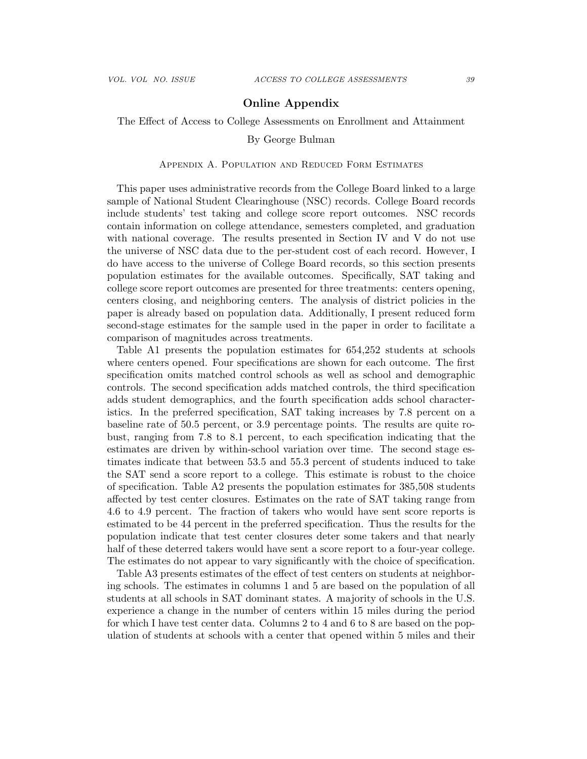# Online Appendix

The Effect of Access to College Assessments on Enrollment and Attainment

By George Bulman

## Appendix A. Population and Reduced Form Estimates

This paper uses administrative records from the College Board linked to a large sample of National Student Clearinghouse (NSC) records. College Board records include students' test taking and college score report outcomes. NSC records contain information on college attendance, semesters completed, and graduation with national coverage. The results presented in Section IV and V do not use the universe of NSC data due to the per-student cost of each record. However, I do have access to the universe of College Board records, so this section presents population estimates for the available outcomes. Specifically, SAT taking and college score report outcomes are presented for three treatments: centers opening, centers closing, and neighboring centers. The analysis of district policies in the paper is already based on population data. Additionally, I present reduced form second-stage estimates for the sample used in the paper in order to facilitate a comparison of magnitudes across treatments.

Table A1 presents the population estimates for 654,252 students at schools where centers opened. Four specifications are shown for each outcome. The first specification omits matched control schools as well as school and demographic controls. The second specification adds matched controls, the third specification adds student demographics, and the fourth specification adds school characteristics. In the preferred specification, SAT taking increases by 7.8 percent on a baseline rate of 50.5 percent, or 3.9 percentage points. The results are quite robust, ranging from 7.8 to 8.1 percent, to each specification indicating that the estimates are driven by within-school variation over time. The second stage estimates indicate that between 53.5 and 55.3 percent of students induced to take the SAT send a score report to a college. This estimate is robust to the choice of specification. Table A2 presents the population estimates for 385,508 students affected by test center closures. Estimates on the rate of SAT taking range from 4.6 to 4.9 percent. The fraction of takers who would have sent score reports is estimated to be 44 percent in the preferred specification. Thus the results for the population indicate that test center closures deter some takers and that nearly half of these deterred takers would have sent a score report to a four-year college. The estimates do not appear to vary significantly with the choice of specification.

Table A3 presents estimates of the effect of test centers on students at neighboring schools. The estimates in columns 1 and 5 are based on the population of all students at all schools in SAT dominant states. A majority of schools in the U.S. experience a change in the number of centers within 15 miles during the period for which I have test center data. Columns 2 to 4 and 6 to 8 are based on the population of students at schools with a center that opened within 5 miles and their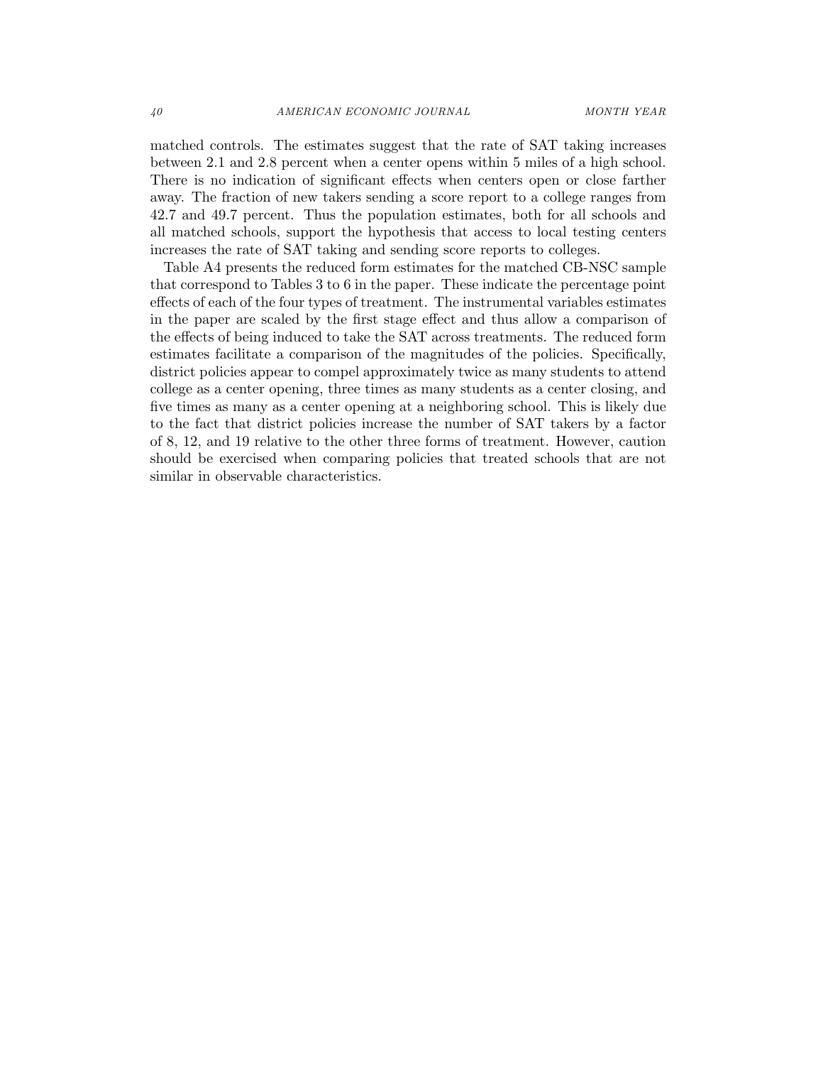matched controls. The estimates suggest that the rate of SAT taking increases between 2.1 and 2.8 percent when a center opens within 5 miles of a high school. There is no indication of significant effects when centers open or close farther away. The fraction of new takers sending a score report to a college ranges from 42.7 and 49.7 percent. Thus the population estimates, both for all schools and all matched schools, support the hypothesis that access to local testing centers increases the rate of SAT taking and sending score reports to colleges.

Table A4 presents the reduced form estimates for the matched CB-NSC sample that correspond to Tables 3 to 6 in the paper. These indicate the percentage point effects of each of the four types of treatment. The instrumental variables estimates in the paper are scaled by the first stage effect and thus allow a comparison of the effects of being induced to take the SAT across treatments. The reduced form estimates facilitate a comparison of the magnitudes of the policies. Specifically, district policies appear to compel approximately twice as many students to attend college as a center opening, three times as many students as a center closing, and five times as many as a center opening at a neighboring school. This is likely due to the fact that district policies increase the number of SAT takers by a factor of 8, 12, and 19 relative to the other three forms of treatment. However, caution should be exercised when comparing policies that treated schools that are not similar in observable characteristics.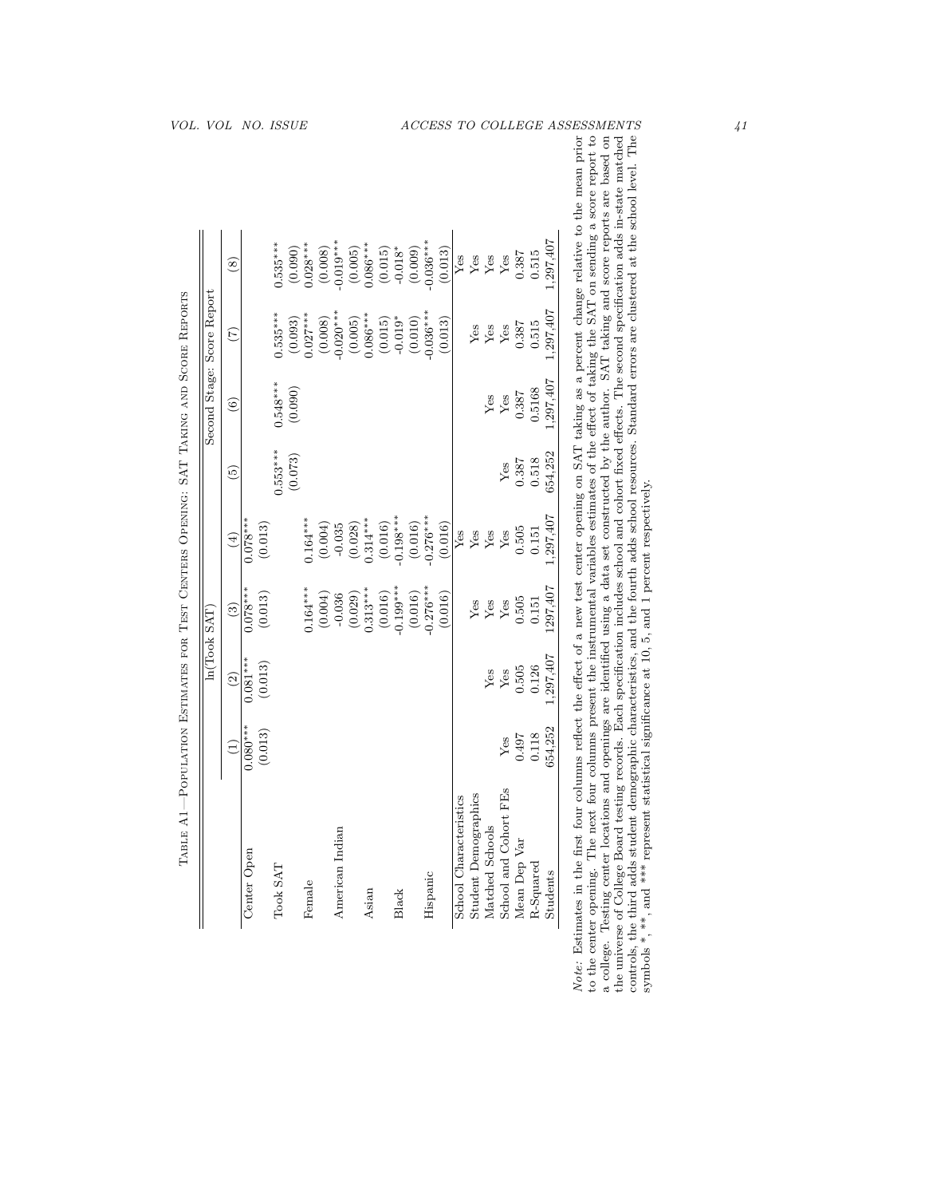Table A1—Population Estimates for Test Centers Opening: SAT Taking and Score Reports

| | ln(Took SAT) | | | | Second Stage: Score Report | | | |
|---|---|---|---|---|---|---|---|---|
| | (1) | (2) | (3) | (4) | (5) | (6) | (7) | (8) |
| Center Open | 0.080*** | 0.081*** | 0.078*** | 0.078*** | | | | |
| | (0.013) | (0.013) | (0.013) | (0.013) | | | | |
| Took SAT | | | | | 0.553*** | 0.548*** | 0.535*** | 0.535*** |
| | | | | | (0.073) | (0.090) | (0.093) | (0.090) |
| Female | | | 0.164*** | 0.164*** | | | 0.027*** | 0.028*** |
| | | | (0.004) | (0.004) | | | (0.008) | (0.008) |
| American Indian | | | -0.036 | -0.035 | | | -0.020*** | -0.019*** |
| | | | (0.029) | (0.028) | | | (0.005) | (0.005) |
| Asian | | | 0.313*** | 0.314*** | | | 0.086*** | 0.086*** |
| | | | (0.016) | (0.016) | | | (0.015) | (0.015) |
| Black | | | -0.199*** | -0.198*** | | | -0.019* | -0.018* |
| | | | (0.016) | (0.016) | | | (0.010) | (0.009) |
| Hispanic | | | -0.276*** | -0.276*** | | | -0.036*** | -0.036*** |
| | | | (0.016) | (0.016) | | | (0.013) | (0.013) |
| School Characteristics | | | | Yes | | | | Yes |
| Student Demographics | | | Yes | Yes | | | Yes | Yes |
| Matched Schools | | Yes | Yes | Yes | | Yes | Yes | Yes |
| School and Cohort FEs | Yes | Yes | Yes | Yes | Yes | Yes | Yes | Yes |
| Mean Dep Var | 0.497 | 0.505 | 0.505 | 0.505 | 0.387 | 0.387 | 0.387 | 0.387 |
| R-Squared | 0.118 | 0.126 | 0.151 | 0.151 | 0.518 | 0.5168 | 0.515 | 0.515 |
| Students | 654,252 | 1,297,407 | 1297,407 | 1,297,407 | 654,252 | 1,297,407 | 1,297,407 | 1,297,407 |

*Note:* Estimates in the first four columns reflect the effect of a new test center opening on SAT taking as a percent change relative to the mean prior to the center opening. The next four columns present the instrumental variables estimates of the effect of taking the SAT on sending a score report to a college. Testing center locations and openings are identified using a data set constructed by the author. SAT taking and score reports are based on the universe of College Board testing records. Each specification includes school and cohort fixed effects. The second specification adds in-state matched controls, the third adds student demographic characteristics, and the fourth adds school resources. Standard errors are clustered at the school level. The symbols *, **, and *** represent statistical significance at 10, 5, and 1 percent respectively.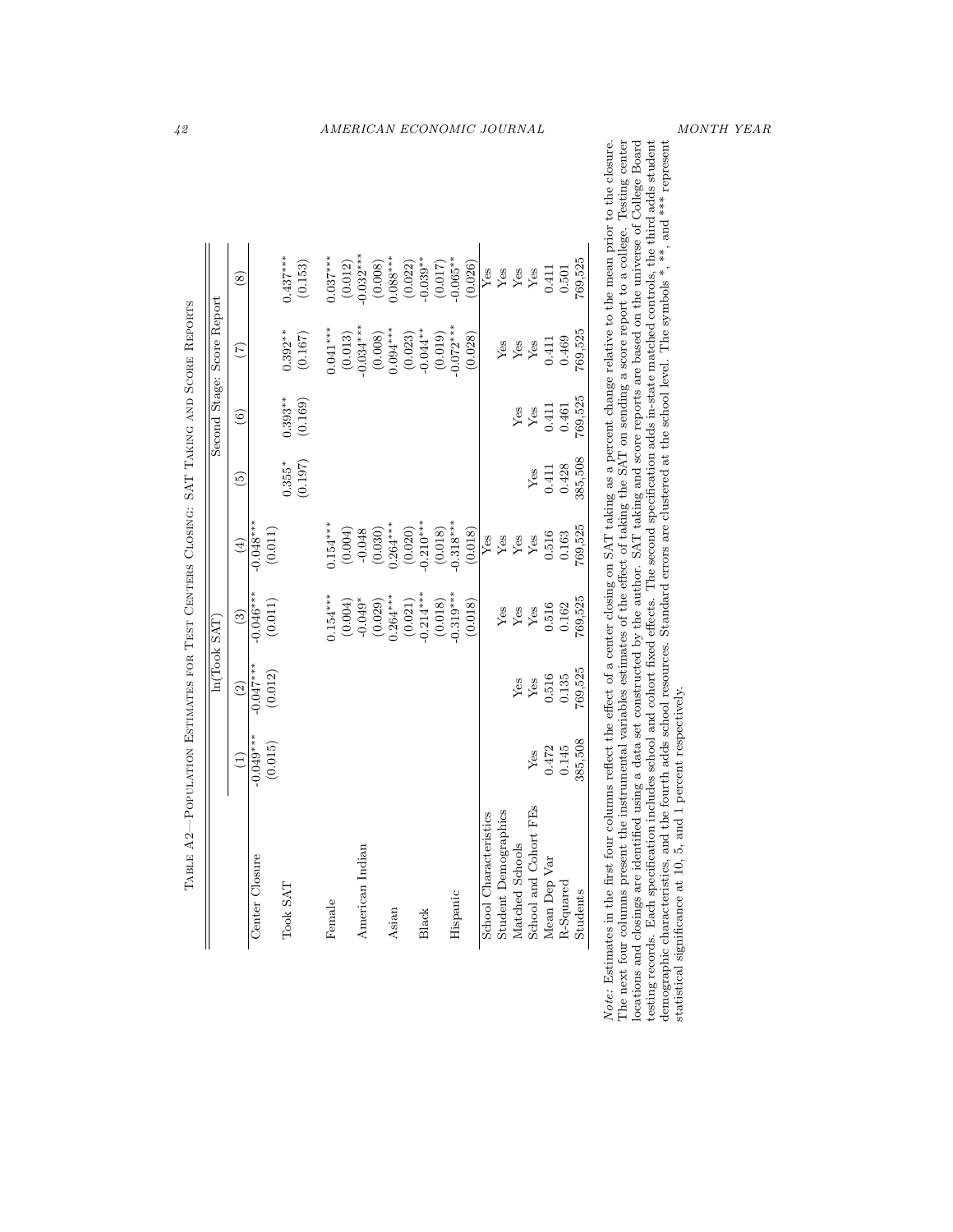Table A2—Population Estimates for Test Centers Closing: SAT Taking and Score Reports

| | ln(Took SAT) | | | | Second Stage: Score Report | | | |
|---|---|---|---|---|---|---|---|---|
| | (1) | (2) | (3) | (4) | (5) | (6) | (7) | (8) |
| Center Closure | -0.049*** | -0.047*** | -0.046*** | -0.048*** | | | | |
| | (0.015) | (0.012) | (0.011) | (0.011) | | | | |
| Took SAT | | | | | 0.355* | 0.393** | 0.392** | 0.437*** |
| | | | | | (0.197) | (0.169) | (0.167) | (0.153) |
| Female | | | 0.154*** | 0.154*** | | | 0.041*** | 0.037*** |
| | | | (0.004) | (0.004) | | | (0.013) | (0.012) |
| American Indian | | | -0.049* | -0.048 | | | -0.034*** | -0.032*** |
| | | | (0.029) | (0.030) | | | (0.008) | (0.008) |
| Asian | | | 0.264*** | 0.264*** | | | 0.094*** | 0.088*** |
| | | | (0.021) | (0.020) | | | (0.023) | (0.022) |
| Black | | | -0.214*** | -0.210*** | | | -0.044** | -0.039** |
| | | | (0.018) | (0.018) | | | (0.019) | (0.017) |
| Hispanic | | | -0.319*** | -0.318*** | | | -0.072*** | -0.065** |
| | | | (0.018) | (0.018) | | | (0.028) | (0.026) |
| School Characteristics | | | | Yes | | | | Yes |
| Student Demographics | | | Yes | Yes | | | Yes | Yes |
| Matched Schools | | Yes | Yes | Yes | | Yes | Yes | Yes |
| School and Cohort FEs | Yes | Yes | Yes | Yes | Yes | Yes | Yes | Yes |
| Mean Dep Var | 0.472 | 0.516 | 0.516 | 0.516 | 0.411 | 0.411 | 0.411 | 0.411 |
| R-Squared | 0.145 | 0.135 | 0.162 | 0.163 | 0.428 | 0.461 | 0.469 | 0.501 |
| Students | 385,508 | 769,525 | 769,525 | 769,525 | 385,508 | 769,525 | 769,525 | 769,525 |

*Note:* Estimates in the first four columns reflect the effect of a center closing on SAT taking as a percent change relative to the mean prior to the closure. The next four columns present the instrumental variables estimates of the effect of taking the SAT on sending a score report to a college. Testing center locations and closings are identified using a data set constructed by the author. SAT taking and score reports are based on the universe of College Board testing records. Each specification includes school and cohort fixed effects. The second specification adds in-state matched controls, the third adds student demographic characteristics, and the fourth adds school resources. Standard errors are clustered at the school level. The symbols *, **, and *** represent statistical significance at 10, 5, and 1 percent respectively.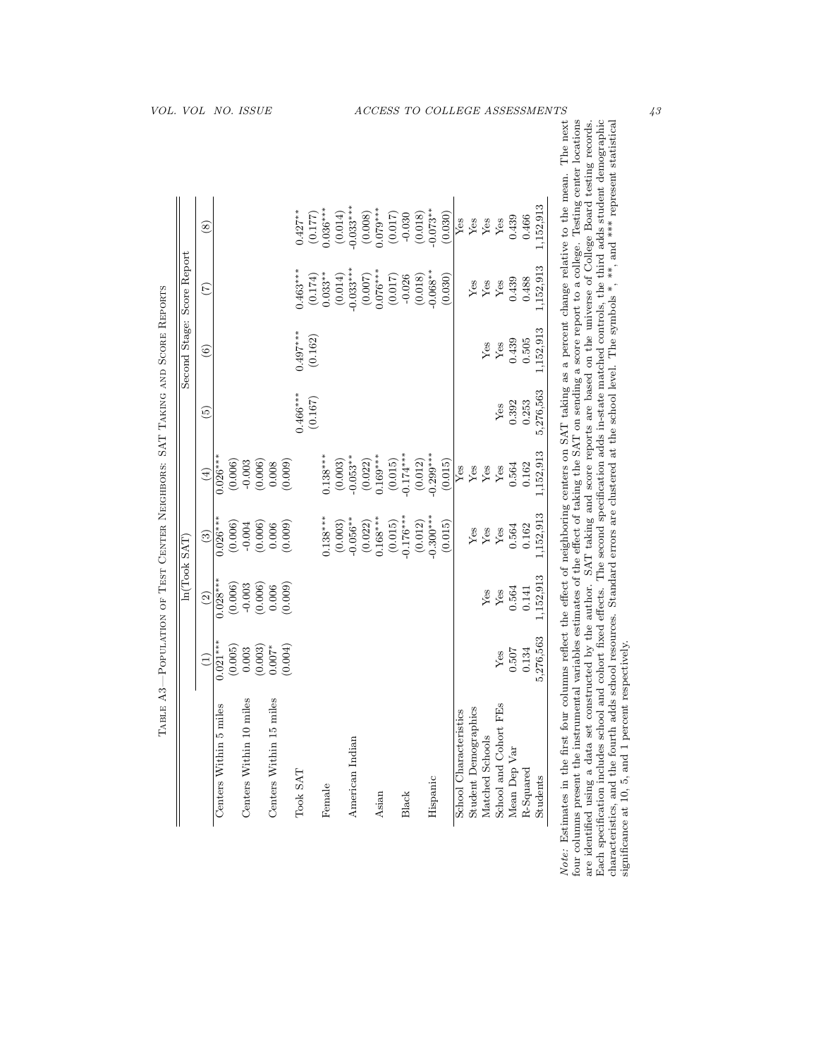Table A3—Population of Test Center Neighbors: SAT Taking and Score Reports

| | ln(Took SAT) | | | | Second Stage: Score Report | | | |
|---|---|---|---|---|---|---|---|---|
| | (1) | (2) | (3) | (4) | (5) | (6) | (7) | (8) |
| Centers Within 5 miles | 0.021*** | 0.028*** | 0.026*** | 0.026*** | | | | |
| | (0.005) | (0.006) | (0.006) | (0.006) | | | | |
| Centers Within 10 miles | 0.003 | -0.003 | -0.004 | -0.003 | | | | |
| | (0.003) | (0.006) | (0.006) | (0.006) | | | | |
| Centers Within 15 miles | 0.007* | 0.006 | 0.006 | 0.008 | | | | |
| | (0.004) | (0.009) | (0.009) | (0.009) | | | | |
| Took SAT | | | | | 0.466*** | 0.497*** | 0.463*** | 0.427** |
| | | | | | (0.167) | (0.162) | (0.174) | (0.177) |
| Female | | | 0.138*** | 0.138*** | | | 0.033** | 0.036*** |
| | | | (0.003) | (0.003) | | | (0.014) | (0.014) |
| American Indian | | | -0.056** | -0.053** | | | -0.033*** | -0.033*** |
| | | | (0.022) | (0.022) | | | (0.007) | (0.008) |
| Asian | | | 0.168*** | 0.169*** | | | 0.076*** | 0.079*** |
| | | | (0.015) | (0.015) | | | (0.017) | (0.017) |
| Black | | | -0.176*** | -0.174*** | | | -0.026 | -0.030 |
| | | | (0.012) | (0.012) | | | (0.018) | (0.018) |
| Hispanic | | | -0.300*** | -0.299*** | | | -0.068** | -0.073** |
| | | | (0.015) | (0.015) | | | (0.030) | (0.030) |
| School Characteristics | | | | Yes | | | | Yes |
| Student Demographics | | | Yes | Yes | | | Yes | Yes |
| Matched Schools | | Yes | Yes | Yes | | Yes | Yes | Yes |
| School and Cohort FEs | Yes | Yes | Yes | Yes | Yes | Yes | Yes | Yes |
| Mean Dep Var | 0.507 | 0.564 | 0.564 | 0.564 | 0.392 | 0.439 | 0.439 | 0.439 |
| R-Squared | 0.134 | 0.141 | 0.162 | 0.162 | 0.253 | 0.505 | 0.488 | 0.466 |
| Students | 5,276,563 | 1,152,913 | 1,152,913 | 1,152,913 | 5,276,563 | 1,152,913 | 1,152,913 | 1,152,913 |

*Note:* Estimates in the first four columns reflect the effect of neighboring centers on SAT taking as a percent change relative to the mean. The next four columns present the instrumental variables estimates of the effect of taking the SAT on sending a score report to a college. Testing center locations are identified using a data set constructed by the author. SAT taking and score reports are based on the universe of College Board testing records. Each specification includes school and cohort fixed effects. The second specification adds in-state matched controls, the third adds student demographic characteristics, and the fourth adds school resources. Standard errors are clustered at the school level. The symbols *, **, and *** represent statistical significance at 10, 5, and 1 percent respectively.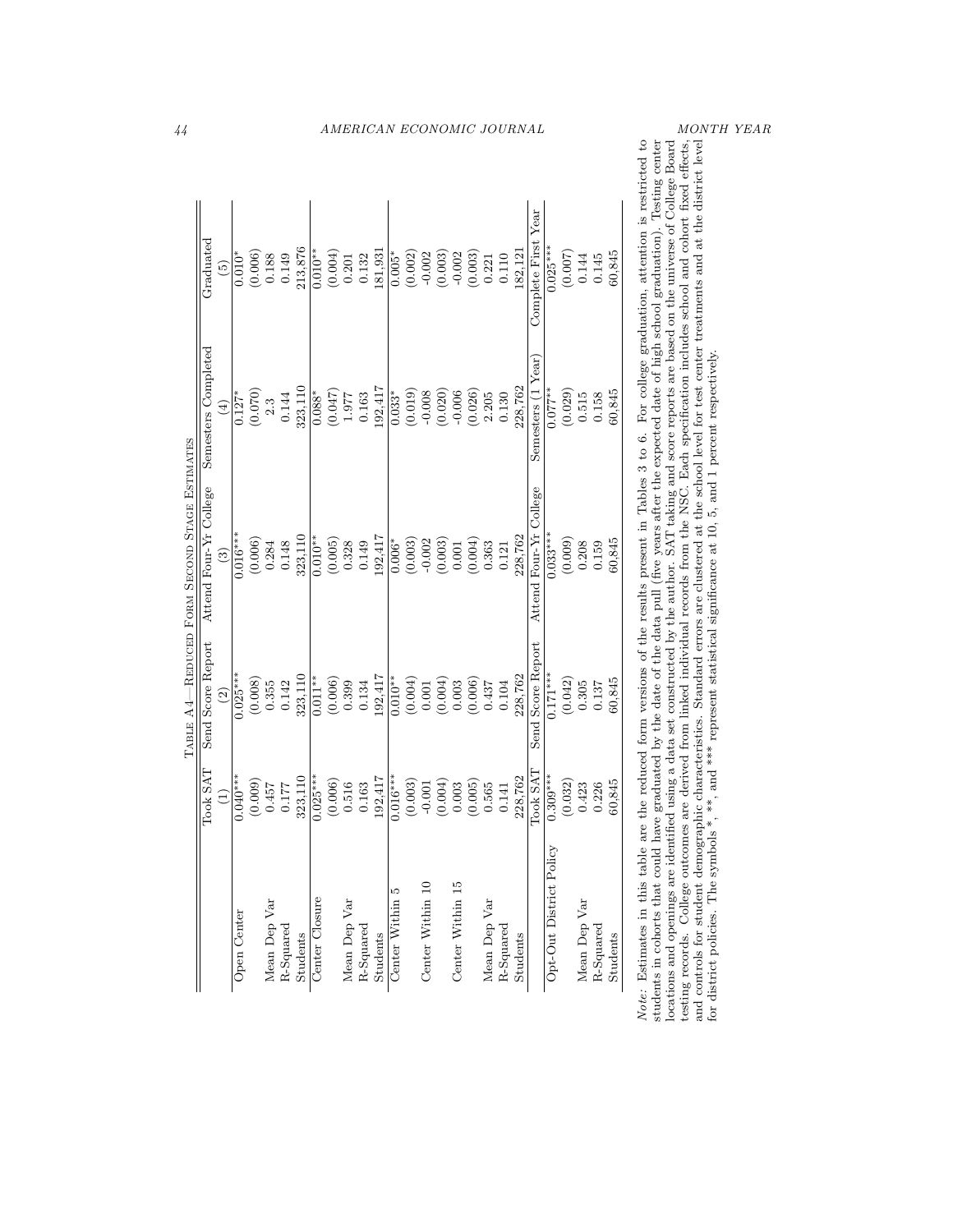Table A4—Reduced Form Second Stage Estimates

| | Took SAT | Send Score Report | Attend Four-Yr College | Semesters Completed | Graduated |
|---|---|---|---|---|---|
| | (1) | (2) | (3) | (4) | (5) |
| Open Center | 0.040*** | 0.025*** | 0.016*** | 0.127* | 0.010* |
| | (0.009) | (0.008) | (0.006) | (0.070) | (0.006) |
| Mean Dep Var | 0.457 | 0.355 | 0.284 | 2.3 | 0.188 |
| R-Squared | 0.177 | 0.142 | 0.148 | 0.144 | 0.149 |
| Students | 323,110 | 323,110 | 323,110 | 323,110 | 213,876 |
| Center Closure | 0.025*** | 0.011** | 0.010** | 0.088* | 0.010** |
| | (0.006) | (0.006) | (0.005) | (0.047) | (0.004) |
| Mean Dep Var | 0.516 | 0.399 | 0.328 | 1.977 | 0.201 |
| R-Squared | 0.163 | 0.134 | 0.149 | 0.163 | 0.132 |
| Students | 192,417 | 192,417 | 192,417 | 192,417 | 181,931 |
| Center Within 5 | 0.016*** | 0.010** | 0.006* | 0.033* | 0.005* |
| | (0.003) | (0.004) | (0.003) | (0.019) | (0.002) |
| Center Within 10 | -0.001 | 0.001 | -0.002 | -0.008 | -0.002 |
| | (0.004) | (0.004) | (0.003) | (0.020) | (0.003) |
| Center Within 15 | 0.003 | 0.003 | 0.001 | -0.006 | -0.002 |
| | (0.005) | (0.006) | (0.004) | (0.026) | (0.003) |
| Mean Dep Var | 0.565 | 0.437 | 0.363 | 2.205 | 0.221 |
| R-Squared | 0.141 | 0.104 | 0.121 | 0.130 | 0.110 |
| Students | 228,762 | 228,762 | 228,762 | 228,762 | 182,121 |
| | Took SAT | Send Score Report | Attend Four-Yr College | Semesters (1 Year) | Complete First Year |
| Opt-Out District Policy | 0.309*** | 0.171*** | 0.033*** | 0.077** | 0.025*** |
| | (0.032) | (0.042) | (0.009) | (0.029) | (0.007) |
| Mean Dep Var | 0.423 | 0.305 | 0.208 | 0.515 | 0.144 |
| R-Squared | 0.226 | 0.137 | 0.159 | 0.158 | 0.145 |
| Students | 60,845 | 60,845 | 60,845 | 60,845 | 60,845 |

*Note:* Estimates in this table are the reduced form versions of the results present in Tables 3 to 6. For college graduation, attention is restricted to students in cohorts that could have graduated by the date of the data pull (five years after the expected date of high school graduation). Testing center locations and openings are identified using a data set constructed by the author. SAT taking and score reports are based on the universe of College Board testing records. College outcomes are derived from linked individual records from the NSC. Each specification includes school and cohort fixed effects, and controls for student demographic characteristics. Standard errors are clustered at the school level for test center treatments and at the district level for district policies. The symbols *, **, and *** represent statistical significance at 10, 5, and 1 percent respectively.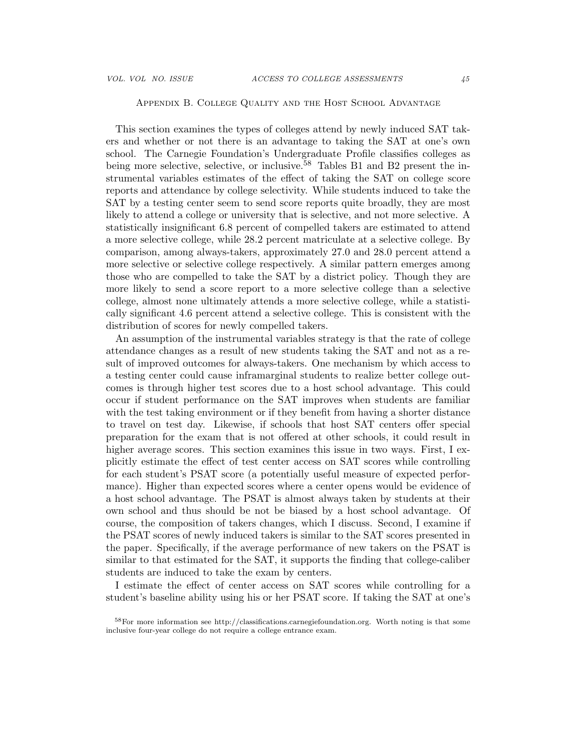## Appendix B. College Quality and the Host School Advantage

This section examines the types of colleges attend by newly induced SAT takers and whether or not there is an advantage to taking the SAT at one's own school. The Carnegie Foundation's Undergraduate Profile classifies colleges as being more selective, selective, or inclusive.[58] Tables B1 and B2 present the instrumental variables estimates of the effect of taking the SAT on college score reports and attendance by college selectivity. While students induced to take the SAT by a testing center seem to send score reports quite broadly, they are most likely to attend a college or university that is selective, and not more selective. A statistically insignificant 6.8 percent of compelled takers are estimated to attend a more selective college, while 28.2 percent matriculate at a selective college. By comparison, among always-takers, approximately 27.0 and 28.0 percent attend a more selective or selective college respectively. A similar pattern emerges among those who are compelled to take the SAT by a district policy. Though they are more likely to send a score report to a more selective college than a selective college, almost none ultimately attends a more selective college, while a statistically significant 4.6 percent attend a selective college. This is consistent with the distribution of scores for newly compelled takers.

An assumption of the instrumental variables strategy is that the rate of college attendance changes as a result of new students taking the SAT and not as a result of improved outcomes for always-takers. One mechanism by which access to a testing center could cause inframarginal students to realize better college outcomes is through higher test scores due to a host school advantage. This could occur if student performance on the SAT improves when students are familiar with the test taking environment or if they benefit from having a shorter distance to travel on test day. Likewise, if schools that host SAT centers offer special preparation for the exam that is not offered at other schools, it could result in higher average scores. This section examines this issue in two ways. First, I explicitly estimate the effect of test center access on SAT scores while controlling for each student's PSAT score (a potentially useful measure of expected performance). Higher than expected scores where a center opens would be evidence of a host school advantage. The PSAT is almost always taken by students at their own school and thus should be not be biased by a host school advantage. Of course, the composition of takers changes, which I discuss. Second, I examine if the PSAT scores of newly induced takers is similar to the SAT scores presented in the paper. Specifically, if the average performance of new takers on the PSAT is similar to that estimated for the SAT, it supports the finding that college-caliber students are induced to take the exam by centers.

I estimate the effect of center access on SAT scores while controlling for a student's baseline ability using his or her PSAT score. If taking the SAT at one's

[58] For more information see http://classifications.carnegiefoundation.org. Worth noting is that some inclusive four-year college do not require a college entrance exam.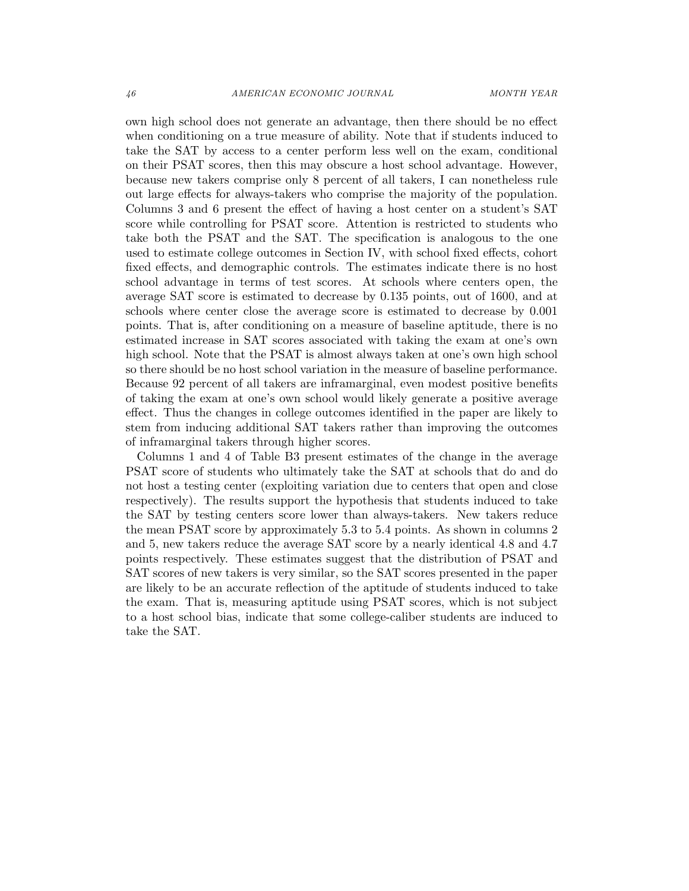own high school does not generate an advantage, then there should be no effect when conditioning on a true measure of ability. Note that if students induced to take the SAT by access to a center perform less well on the exam, conditional on their PSAT scores, then this may obscure a host school advantage. However, because new takers comprise only 8 percent of all takers, I can nonetheless rule out large effects for always-takers who comprise the majority of the population. Columns 3 and 6 present the effect of having a host center on a student's SAT score while controlling for PSAT score. Attention is restricted to students who take both the PSAT and the SAT. The specification is analogous to the one used to estimate college outcomes in Section IV, with school fixed effects, cohort fixed effects, and demographic controls. The estimates indicate there is no host school advantage in terms of test scores. At schools where centers open, the average SAT score is estimated to decrease by 0.135 points, out of 1600, and at schools where center close the average score is estimated to decrease by 0.001 points. That is, after conditioning on a measure of baseline aptitude, there is no estimated increase in SAT scores associated with taking the exam at one's own high school. Note that the PSAT is almost always taken at one's own high school so there should be no host school variation in the measure of baseline performance. Because 92 percent of all takers are inframarginal, even modest positive benefits of taking the exam at one's own school would likely generate a positive average effect. Thus the changes in college outcomes identified in the paper are likely to stem from inducing additional SAT takers rather than improving the outcomes of inframarginal takers through higher scores.

Columns 1 and 4 of Table B3 present estimates of the change in the average PSAT score of students who ultimately take the SAT at schools that do and do not host a testing center (exploiting variation due to centers that open and close respectively). The results support the hypothesis that students induced to take the SAT by testing centers score lower than always-takers. New takers reduce the mean PSAT score by approximately 5.3 to 5.4 points. As shown in columns 2 and 5, new takers reduce the average SAT score by a nearly identical 4.8 and 4.7 points respectively. These estimates suggest that the distribution of PSAT and SAT scores of new takers is very similar, so the SAT scores presented in the paper are likely to be an accurate reflection of the aptitude of students induced to take the exam. That is, measuring aptitude using PSAT scores, which is not subject to a host school bias, indicate that some college-caliber students are induced to take the SAT.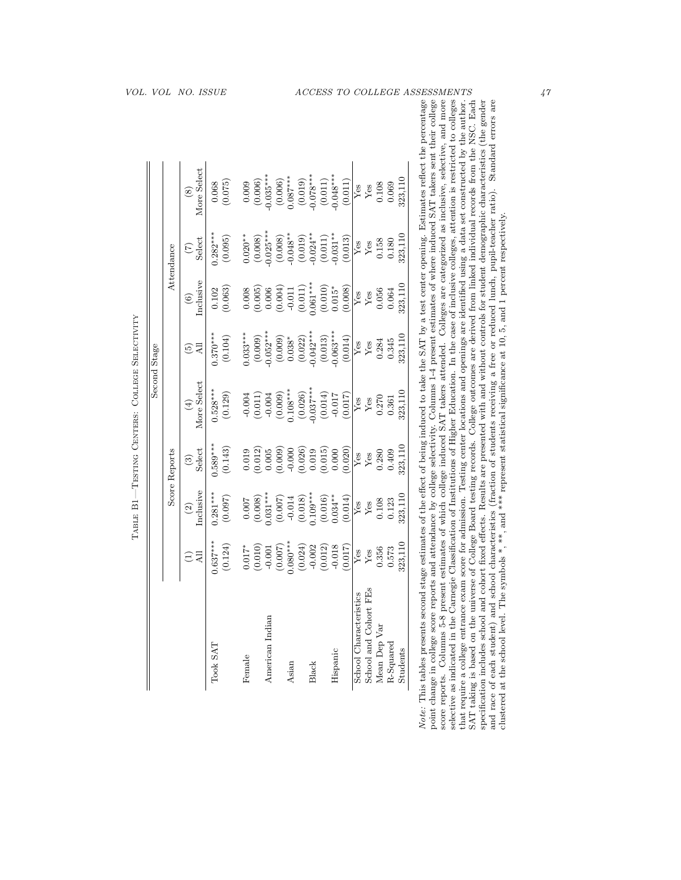Table B1—Testing Centers: College Selectivity

| | Second Stage | | | | | | | |
|---|---|---|---|---|---|---|---|---|
| | Score Reports | | | | Attendance | | | |
| | (1) All | (2) Inclusive | (3) Select | (4) More Select | (5) All | (6) Inclusive | (7) Select | (8) More Select |
| Took SAT | 0.637*** | 0.281*** | 0.589*** | 0.528*** | 0.370*** | 0.102 | 0.282*** | 0.068 |
| | (0.124) | (0.097) | (0.143) | (0.129) | (0.104) | (0.063) | (0.095) | (0.075) |
| Female | 0.017* | 0.007 | 0.019 | -0.004 | 0.033*** | 0.008 | 0.020** | 0.009 |
| | (0.010) | (0.008) | (0.012) | (0.011) | (0.009) | (0.005) | (0.008) | (0.006) |
| American Indian | -0.001 | 0.031*** | 0.005 | -0.004 | -0.052*** | 0.006 | -0.025*** | -0.035*** |
| | (0.007) | (0.007) | (0.009) | (0.009) | (0.009) | (0.004) | (0.008) | (0.006) |
| Asian | 0.080*** | -0.014 | -0.000 | 0.108*** | 0.038* | -0.011 | -0.048** | 0.087*** |
| | (0.024) | (0.018) | (0.026) | (0.026) | (0.022) | (0.011) | (0.019) | (0.019) |
| Black | -0.002 | 0.109*** | 0.019 | -0.037*** | -0.042*** | 0.061*** | -0.024** | -0.078*** |
| | (0.012) | (0.016) | (0.015) | (0.014) | (0.013) | (0.010) | (0.011) | (0.011) |
| Hispanic | -0.018 | 0.034** | 0.000 | -0.017 | -0.063*** | 0.015* | -0.031** | -0.048*** |
| | (0.017) | (0.014) | (0.020) | (0.017) | (0.014) | (0.008) | (0.013) | (0.011) |
| School Characteristics | Yes | Yes | Yes | Yes | Yes | Yes | Yes | Yes |
| School and Cohort FEs | Yes | Yes | Yes | Yes | Yes | Yes | Yes | Yes |
| Mean Dep Var | 0.356 | 0.108 | 0.280 | 0.270 | 0.284 | 0.056 | 0.158 | 0.108 |
| R-Squared | 0.573 | 0.123 | 0.409 | 0.361 | 0.345 | 0.064 | 0.180 | 0.069 |
| Students | 323,110 | 323,110 | 323,110 | 323,110 | 323,110 | 323,110 | 323,110 | 323,110 |

*Note:* This tables presents second stage estimates of the effect of being induced to take the SAT by a test center opening. Estimates reflect the percentage point change in college score reports and attendance by college selectivity. Columns 1-4 present estimates of where induced SAT takers sent their college score reports. Columns 5-8 present estimates of which college induced SAT takers attended. Colleges are categorized as inclusive, selective, and more selective as indicated in the Carnegie Classification of Institutions of Higher Education. In the case of inclusive colleges, attention is restricted to colleges that require a college entrance exam score for admission. Testing center locations and openings are identified using a data set constructed by the author. SAT taking is based on the universe of College Board testing records. College outcomes are derived from linked individual records from the NSC. Each specification includes school and cohort fixed effects. Results are presented with and without controls for student demographic characteristics (the gender and race of each student) and school characteristics (fraction of students receiving a free or reduced lunch, pupil-teacher ratio). Standard errors are clustered at the school level. The symbols *, **, and *** represent statistical significance at 10, 5, and 1 percent respectively.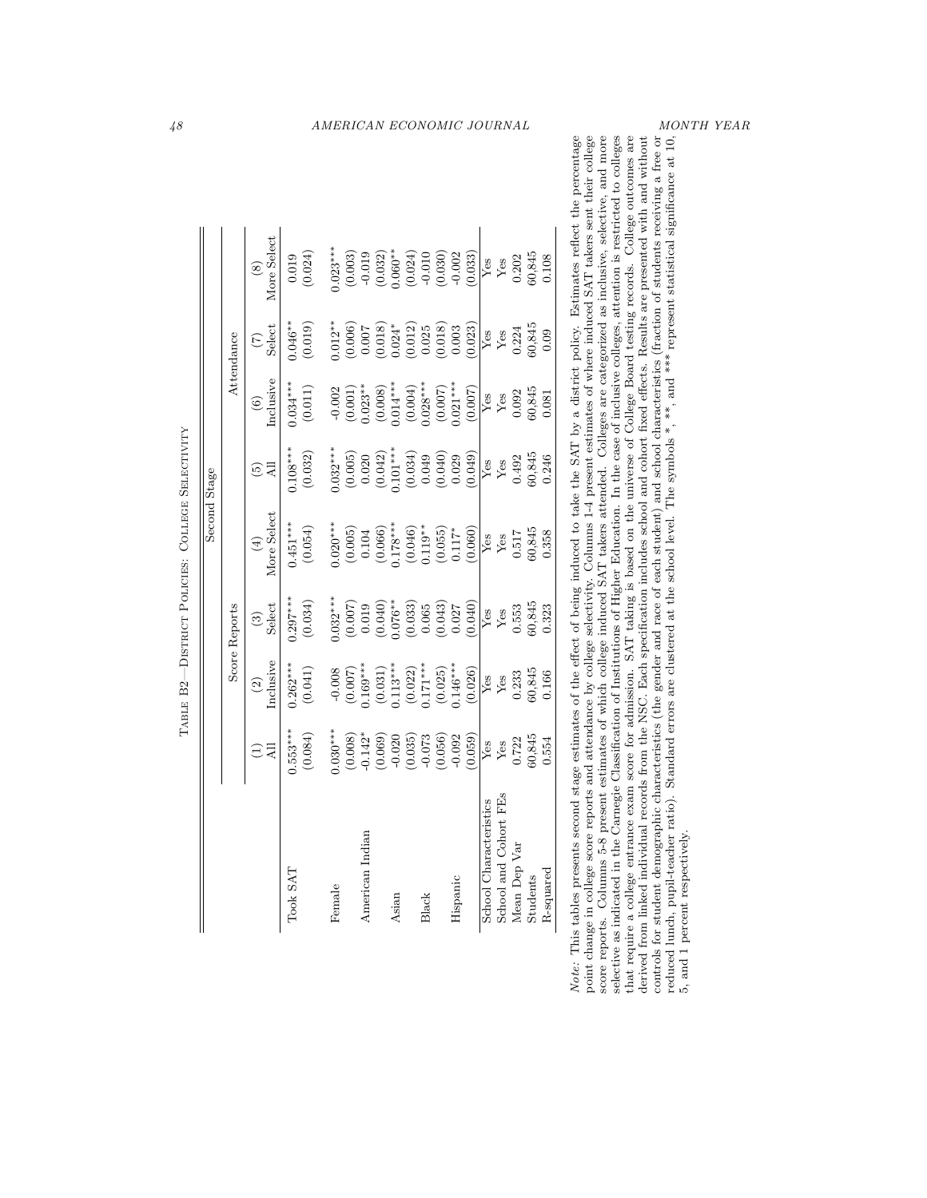Table B2—District Policies: College Selectivity

| | Second Stage | | | | | | | |
|---|---|---|---|---|---|---|---|---|
| | Score Reports | | | | Attendance | | | |
| | (1) All | (2) Inclusive | (3) Select | (4) More Select | (5) All | (6) Inclusive | (7) Select | (8) More Select |
| Took SAT | 0.553*** | 0.262*** | 0.297*** | 0.451*** | 0.108*** | 0.034*** | 0.046** | 0.019 |
| | (0.084) | (0.041) | (0.034) | (0.054) | (0.032) | (0.011) | (0.019) | (0.024) |
| Female | 0.030*** | -0.008 | 0.032*** | 0.020*** | 0.032*** | -0.002 | 0.012** | 0.023*** |
| | (0.008) | (0.007) | (0.007) | (0.005) | (0.005) | (0.001) | (0.006) | (0.003) |
| American Indian | -0.142* | 0.169*** | 0.019 | 0.104 | 0.020 | 0.023** | 0.007 | -0.019 |
| | (0.069) | (0.031) | (0.040) | (0.066) | (0.042) | (0.008) | (0.018) | (0.032) |
| Asian | -0.020 | 0.113*** | 0.076** | 0.178*** | 0.101*** | 0.014*** | 0.024* | 0.060** |
| | (0.035) | (0.022) | (0.033) | (0.046) | (0.034) | (0.004) | (0.012) | (0.024) |
| Black | -0.073 | 0.171*** | 0.065 | 0.119** | 0.049 | 0.028*** | 0.025 | -0.010 |
| | (0.056) | (0.025) | (0.043) | (0.055) | (0.040) | (0.007) | (0.018) | (0.030) |
| Hispanic | -0.092 | 0.146*** | 0.027 | 0.117* | 0.029 | 0.021*** | 0.003 | -0.002 |
| | (0.059) | (0.026) | (0.040) | (0.060) | (0.049) | (0.007) | (0.023) | (0.033) |
| School Characteristics | Yes | Yes | Yes | Yes | Yes | Yes | Yes | Yes |
| School and Cohort FEs | Yes | Yes | Yes | Yes | Yes | Yes | Yes | Yes |
| Mean Dep Var | 0.722 | 0.233 | 0.553 | 0.517 | 0.492 | 0.092 | 0.224 | 0.202 |
| Students | 60,845 | 60,845 | 60,845 | 60,845 | 60,845 | 60,845 | 60,845 | 60,845 |
| R-squared | 0.554 | 0.166 | 0.323 | 0.358 | 0.246 | 0.081 | 0.09 | 0.108 |

*Note:* This tables presents second stage estimates of the effect of being induced to take the SAT by a district policy. Estimates reflect the percentage point change in college score reports and attendance by college selectivity. Columns 1-4 present estimates of where induced SAT takers sent their college score reports. Columns 5-8 present estimates of which college induced SAT takers attended. Colleges are categorized as inclusive, selective, and more selective as indicated in the Carnegie Classification of Institutions of Higher Education. In the case of inclusive colleges, attention is restricted to colleges that require a college entrance exam score for admission. SAT taking is based on the universe of College Board testing records. College outcomes are derived from linked individual records from the NSC. Each specification includes school and cohort fixed effects. Results are presented with and without controls for student demographic characteristics (the gender and race of each student) and school characteristics (fraction of students receiving a free or reduced lunch, pupil-teacher ratio). Standard errors are clustered at the school level. The symbols *, **, and *** represent statistical significance at 10, 5, and 1 percent respectively.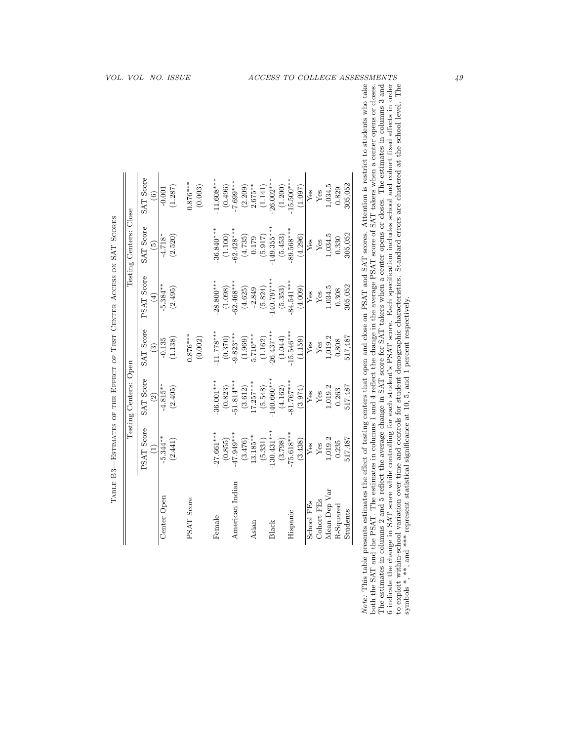Table B3—Estimates of the Effect of Test Center Access on SAT Scores

| | Testing Centers: Open | | | Testing Centers: Close | | |
|---|---|---|---|---|---|---|
| | PSAT Score | SAT Score | SAT Score | PSAT Score | SAT Score | SAT Score |
| | (1) | (2) | (3) | (4) | (5) | (6) |
| Center Open | -5.344** | -4.815** | -0.135 | -5.384** | -4.718* | -0.001 |
| | (2.441) | (2.405) | (1.138) | (2.495) | (2.520) | (1.287) |
| PSAT Score | | | 0.876*** | | | 0.876*** |
| | | | (0.002) | | | (0.003) |
| Female | -27.661*** | -36.001*** | -11.778*** | -28.800*** | -36.840*** | -11.608*** |
| | (0.855) | (0.823) | (0.370) | (1.098) | (1.100) | (0.496) |
| American Indian | -47.949*** | -51.814*** | -9.823*** | -62.468*** | -62.428*** | -7.699*** |
| | (3.476) | (3.612) | (1.969) | (4.625) | (4.735) | (2.209) |
| Asian | 13.185** | 17.257*** | 5.710*** | -2.849 | 0.179 | 2.675** |
| | (5.331) | (5.548) | (1.162) | (5.824) | (5.917) | (1.141) |
| Black | -130.431*** | -140.660*** | -26.437*** | -140.797*** | -149.355*** | -26.002*** |
| | (3.798) | (4.162) | (1.044) | (5.353) | (5.453) | (1.200) |
| Hispanic | -75.618*** | -81.767*** | -15.546*** | -84.541*** | -89.568*** | -15.500*** |
| | (3.438) | (3.974) | (1.159) | (4.009) | (4.296) | (1.097) |
| School FEs | Yes | Yes | Yes | Yes | Yes | Yes |
| Cohort FEs | Yes | Yes | Yes | Yes | Yes | Yes |
| Mean Dep Var | 1,019.2 | 1,019.2 | 1,019.2 | 1,034.5 | 1,034.5 | 1,034.5 |
| R-Squared | 0.235 | 0.263 | 0.808 | 0.308 | 0.330 | 0.829 |
| Students | 517,487 | 517,487 | 517,487 | 305,052 | 305,052 | 305,052 |

*Note:* This table presents estimates the effect of testing centers that open and close on PSAT and SAT scores. Attention is restrict to students who take both the SAT and the PSAT. The estimates in columns 1 and 4 reflect the change in the average PSAT score of SAT takers when a center opens or closes. The estimates in columns 2 and 5 reflect the average change in SAT score for SAT takers when a center opens or closes. The estimates in columns 3 and 6 indicate the change in SAT score while controlling for each student's PSAT score. Each specification includes school and cohort fixed effects in order to exploit within-school variation over time and controls for student demographic characteristics. Standard errors are clustered at the school level. The symbols *, **, and *** represent statistical significance at 10, 5, and 1 percent respectively.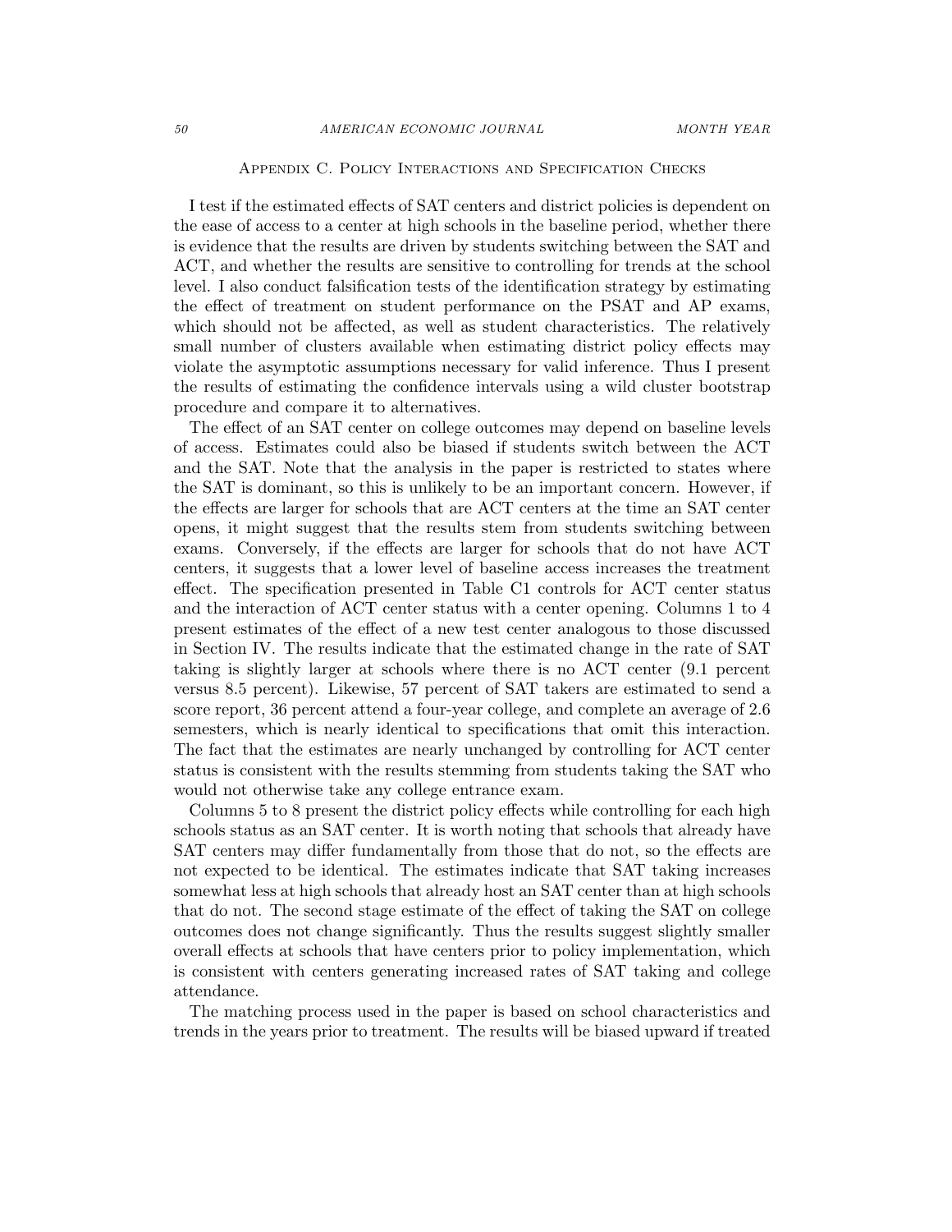## Appendix C. Policy Interactions and Specification Checks

I test if the estimated effects of SAT centers and district policies is dependent on the ease of access to a center at high schools in the baseline period, whether there is evidence that the results are driven by students switching between the SAT and ACT, and whether the results are sensitive to controlling for trends at the school level. I also conduct falsification tests of the identification strategy by estimating the effect of treatment on student performance on the PSAT and AP exams, which should not be affected, as well as student characteristics. The relatively small number of clusters available when estimating district policy effects may violate the asymptotic assumptions necessary for valid inference. Thus I present the results of estimating the confidence intervals using a wild cluster bootstrap procedure and compare it to alternatives.

The effect of an SAT center on college outcomes may depend on baseline levels of access. Estimates could also be biased if students switch between the ACT and the SAT. Note that the analysis in the paper is restricted to states where the SAT is dominant, so this is unlikely to be an important concern. However, if the effects are larger for schools that are ACT centers at the time an SAT center opens, it might suggest that the results stem from students switching between exams. Conversely, if the effects are larger for schools that do not have ACT centers, it suggests that a lower level of baseline access increases the treatment effect. The specification presented in Table C1 controls for ACT center status and the interaction of ACT center status with a center opening. Columns 1 to 4 present estimates of the effect of a new test center analogous to those discussed in Section IV. The results indicate that the estimated change in the rate of SAT taking is slightly larger at schools where there is no ACT center (9.1 percent versus 8.5 percent). Likewise, 57 percent of SAT takers are estimated to send a score report, 36 percent attend a four-year college, and complete an average of 2.6 semesters, which is nearly identical to specifications that omit this interaction. The fact that the estimates are nearly unchanged by controlling for ACT center status is consistent with the results stemming from students taking the SAT who would not otherwise take any college entrance exam.

Columns 5 to 8 present the district policy effects while controlling for each high schools status as an SAT center. It is worth noting that schools that already have SAT centers may differ fundamentally from those that do not, so the effects are not expected to be identical. The estimates indicate that SAT taking increases somewhat less at high schools that already host an SAT center than at high schools that do not. The second stage estimate of the effect of taking the SAT on college outcomes does not change significantly. Thus the results suggest slightly smaller overall effects at schools that have centers prior to policy implementation, which is consistent with centers generating increased rates of SAT taking and college attendance.

The matching process used in the paper is based on school characteristics and trends in the years prior to treatment. The results will be biased upward if treated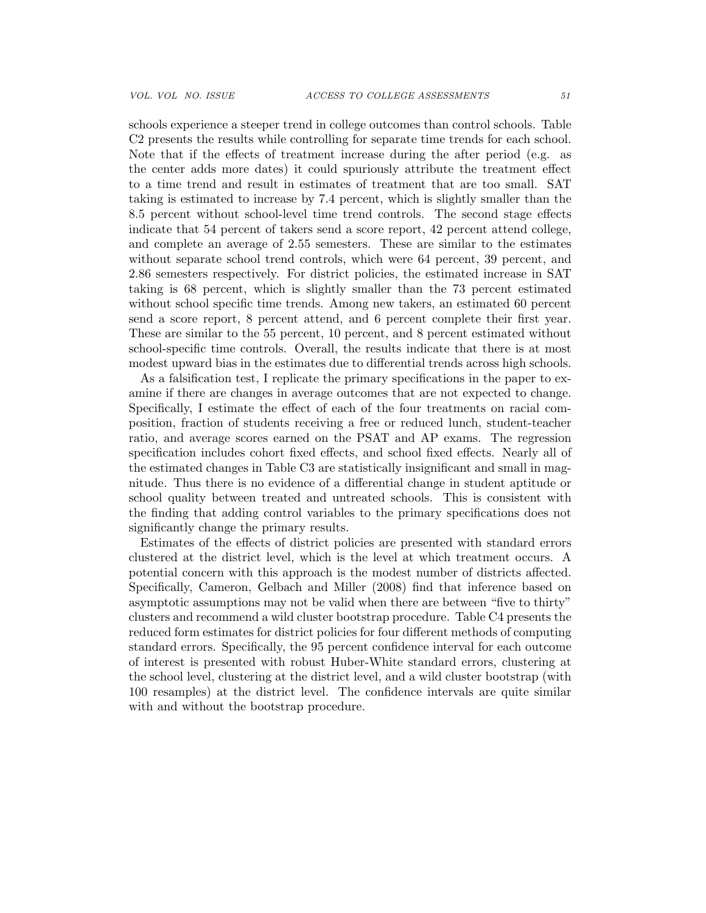schools experience a steeper trend in college outcomes than control schools. Table C2 presents the results while controlling for separate time trends for each school. Note that if the effects of treatment increase during the after period (e.g. as the center adds more dates) it could spuriously attribute the treatment effect to a time trend and result in estimates of treatment that are too small. SAT taking is estimated to increase by 7.4 percent, which is slightly smaller than the 8.5 percent without school-level time trend controls. The second stage effects indicate that 54 percent of takers send a score report, 42 percent attend college, and complete an average of 2.55 semesters. These are similar to the estimates without separate school trend controls, which were 64 percent, 39 percent, and 2.86 semesters respectively. For district policies, the estimated increase in SAT taking is 68 percent, which is slightly smaller than the 73 percent estimated without school specific time trends. Among new takers, an estimated 60 percent send a score report, 8 percent attend, and 6 percent complete their first year. These are similar to the 55 percent, 10 percent, and 8 percent estimated without school-specific time controls. Overall, the results indicate that there is at most modest upward bias in the estimates due to differential trends across high schools.

As a falsification test, I replicate the primary specifications in the paper to examine if there are changes in average outcomes that are not expected to change. Specifically, I estimate the effect of each of the four treatments on racial composition, fraction of students receiving a free or reduced lunch, student-teacher ratio, and average scores earned on the PSAT and AP exams. The regression specification includes cohort fixed effects, and school fixed effects. Nearly all of the estimated changes in Table C3 are statistically insignificant and small in magnitude. Thus there is no evidence of a differential change in student aptitude or school quality between treated and untreated schools. This is consistent with the finding that adding control variables to the primary specifications does not significantly change the primary results.

Estimates of the effects of district policies are presented with standard errors clustered at the district level, which is the level at which treatment occurs. A potential concern with this approach is the modest number of districts affected. Specifically, Cameron, Gelbach and Miller (2008) find that inference based on asymptotic assumptions may not be valid when there are between "five to thirty" clusters and recommend a wild cluster bootstrap procedure. Table C4 presents the reduced form estimates for district policies for four different methods of computing standard errors. Specifically, the 95 percent confidence interval for each outcome of interest is presented with robust Huber-White standard errors, clustering at the school level, clustering at the district level, and a wild cluster bootstrap (with 100 resamples) at the district level. The confidence intervals are quite similar with and without the bootstrap procedure.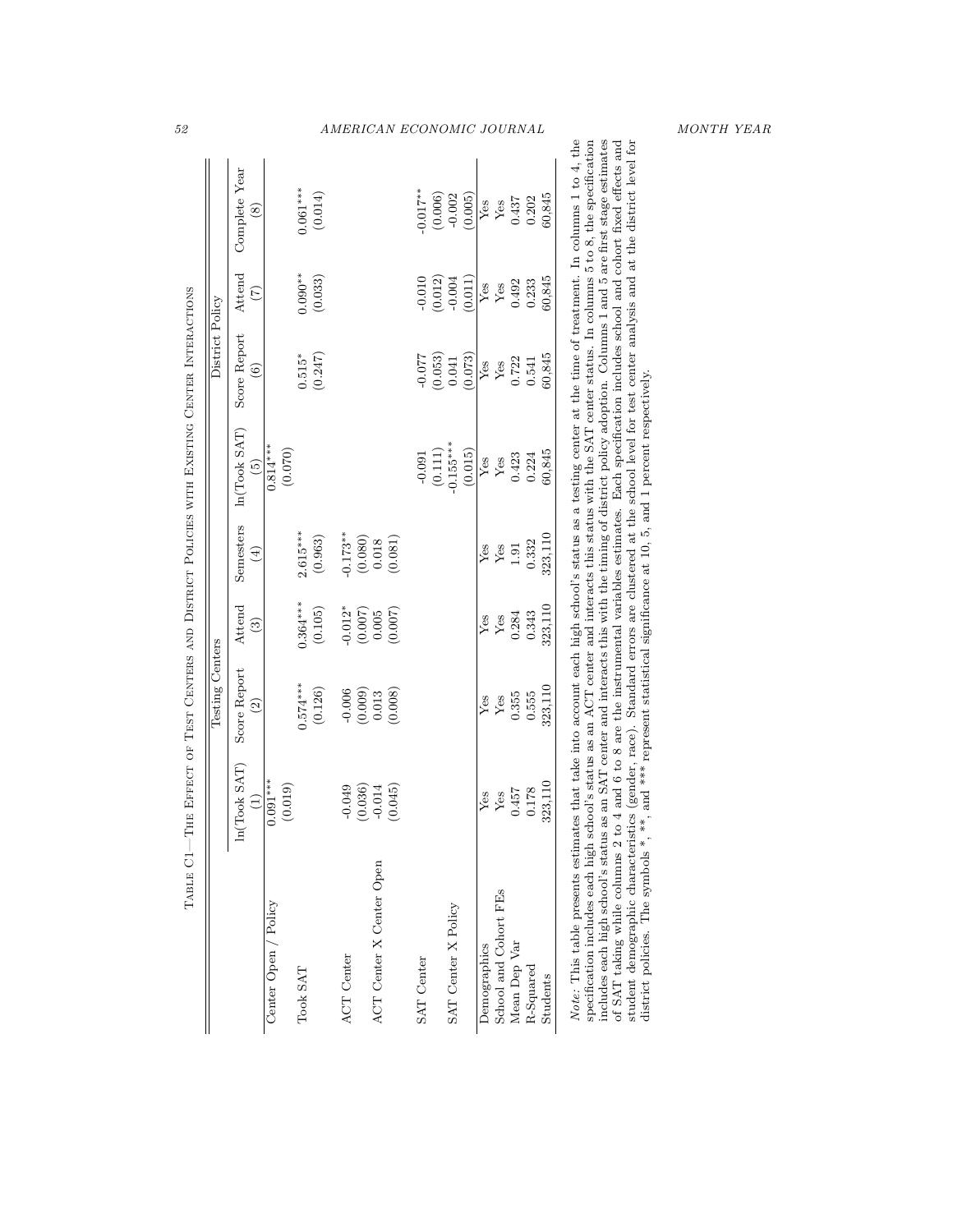Table C1—The Effect of Test Centers and District Policies with Existing Center Interactions

| | Testing Centers | | | | District Policy | | | |
|---|---|---|---|---|---|---|---|---|
| | ln(Took SAT) | Score Report | Attend | Semesters | ln(Took SAT) | Score Report | Attend | Complete Year |
| | (1) | (2) | (3) | (4) | (5) | (6) | (7) | (8) |
| Center Open / Policy | 0.091*** | | | | 0.814*** | | | |
| | (0.019) | | | | (0.070) | | | |
| Took SAT | | 0.574*** | 0.364*** | 2.615*** | | 0.515* | 0.090** | 0.061*** |
| | | (0.126) | (0.105) | (0.963) | | (0.247) | (0.033) | (0.014) |
| ACT Center | -0.049 | -0.006 | -0.012* | -0.173** | | | | |
| | (0.036) | (0.009) | (0.007) | (0.080) | | | | |
| ACT Center X Center Open | -0.014 | 0.013 | 0.005 | 0.018 | | | | |
| | (0.045) | (0.008) | (0.007) | (0.081) | | | | |
| SAT Center | | | | | -0.091 | -0.077 | -0.010 | -0.017** |
| | | | | | (0.111) | (0.053) | (0.012) | (0.006) |
| SAT Center X Policy | | | | | -0.155*** | 0.041 | -0.004 | -0.002 |
| | | | | | (0.015) | (0.073) | (0.011) | (0.005) |
| Demographics | Yes | Yes | Yes | Yes | Yes | Yes | Yes | Yes |
| School and Cohort FEs | Yes | Yes | Yes | Yes | Yes | Yes | Yes | Yes |
| Mean Dep Var | 0.457 | 0.355 | 0.284 | 1.91 | 0.423 | 0.722 | 0.492 | 0.437 |
| R-Squared | 0.178 | 0.555 | 0.343 | 0.332 | 0.224 | 0.541 | 0.233 | 0.202 |
| Students | 323,110 | 323,110 | 323,110 | 323,110 | 60,845 | 60,845 | 60,845 | 60,845 |

*Note:* This table presents estimates that take into account each high school's status as a testing center at the time of treatment. In columns 1 to 4, the specification includes each high school's status as an ACT center and interacts this status with the SAT center status. In columns 5 to 8, the specification includes each high school's status as an SAT center and interacts this with the timing of district policy adoption. Columns 1 and 5 are first stage estimates of SAT taking while columns 2 to 4 and 6 to 8 are the instrumental variables estimates. Each specification includes school and cohort fixed effects and student demographic characteristics (gender, race). Standard errors are clustered at the school level for test center analysis and at the district level for district policies. The symbols *, **, and *** represent statistical significance at 10, 5, and 1 percent respectively.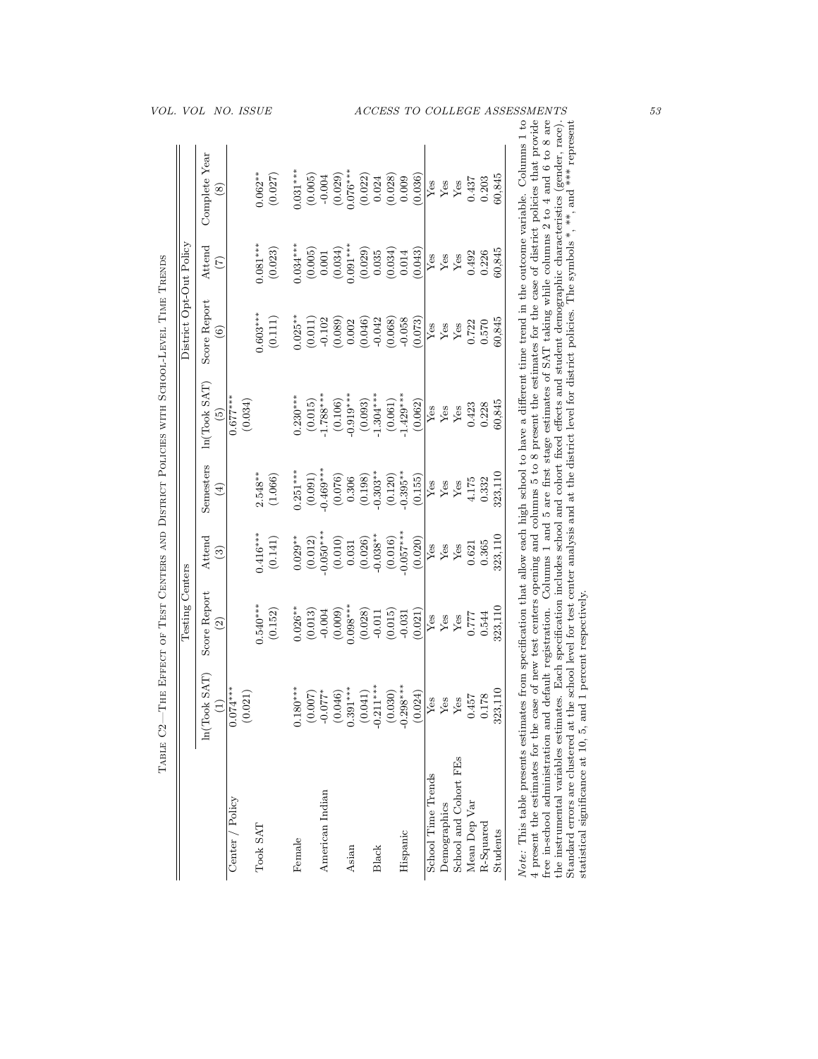Table C2—The Effect of Test Centers and District Policies with School-Level Time Trends

| | Testing Centers | | | | District Opt-Out Policy | | | |
|---|---|---|---|---|---|---|---|---|
| | ln(Took SAT) | Score Report | Attend | Semesters | ln(Took SAT) | Score Report | Attend | Complete Year |
| | (1) | (2) | (3) | (4) | (5) | (6) | (7) | (8) |
| Center / Policy | 0.074*** | | | | 0.677*** | | | |
| | (0.021) | | | | (0.034) | | | |
| Took SAT | | 0.540*** | 0.416*** | 2.548** | | 0.603*** | 0.081*** | 0.062** |
| | | (0.152) | (0.141) | (1.066) | | (0.111) | (0.023) | (0.027) |
| Female | 0.180*** | 0.026** | 0.029** | 0.251*** | 0.230*** | 0.025** | 0.034*** | 0.031*** |
| | (0.007) | (0.013) | (0.012) | (0.091) | (0.015) | (0.011) | (0.005) | (0.005) |
| American Indian | -0.077* | -0.004 | -0.050*** | -0.469*** | -1.788*** | -0.102 | 0.001 | -0.004 |
| | (0.046) | (0.009) | (0.010) | (0.076) | (0.106) | (0.089) | (0.034) | (0.029) |
| Asian | 0.391*** | 0.098*** | 0.031 | 0.306 | -0.919*** | 0.002 | 0.091*** | 0.076*** |
| | (0.041) | (0.028) | (0.026) | (0.198) | (0.093) | (0.046) | (0.029) | (0.022) |
| Black | -0.211*** | -0.011 | -0.038** | -0.303** | -1.304*** | -0.042 | 0.035 | 0.024 |
| | (0.030) | (0.015) | (0.016) | (0.120) | (0.061) | (0.068) | (0.034) | (0.028) |
| Hispanic | -0.298*** | -0.031 | -0.057*** | -0.395** | -1.429*** | -0.058 | 0.014 | 0.009 |
| | (0.024) | (0.021) | (0.020) | (0.155) | (0.062) | (0.073) | (0.043) | (0.036) |
| School Time Trends | Yes | Yes | Yes | Yes | Yes | Yes | Yes | Yes |
| Demographics | Yes | Yes | Yes | Yes | Yes | Yes | Yes | Yes |
| School and Cohort FEs | Yes | Yes | Yes | Yes | Yes | Yes | Yes | Yes |
| Mean Dep Var | 0.457 | 0.777 | 0.621 | 4.175 | 0.423 | 0.722 | 0.492 | 0.437 |
| R-Squared | 0.178 | 0.544 | 0.365 | 0.332 | 0.228 | 0.570 | 0.226 | 0.203 |
| Students | 323,110 | 323,110 | 323,110 | 323,110 | 60,845 | 60,845 | 60,845 | 60,845 |

*Note:* This table presents estimates from specification that allow each high school to have a different time trend in the outcome variable. Columns 1 to 4 present the estimates for the case of new test centers opening and columns 5 to 8 present the estimates for the case of district policies that provide free in-school administration and default registration. Columns 1 and 5 are first stage estimates of SAT taking while columns 2 to 4 and 6 to 8 are the instrumental variables estimates. Each specification includes school and cohort fixed effects and student demographic characteristics (gender, race). Standard errors are clustered at the school level for test center analysis and at the district level for district policies. The symbols *, **, and *** represent statistical significance at 10, 5, and 1 percent respectively.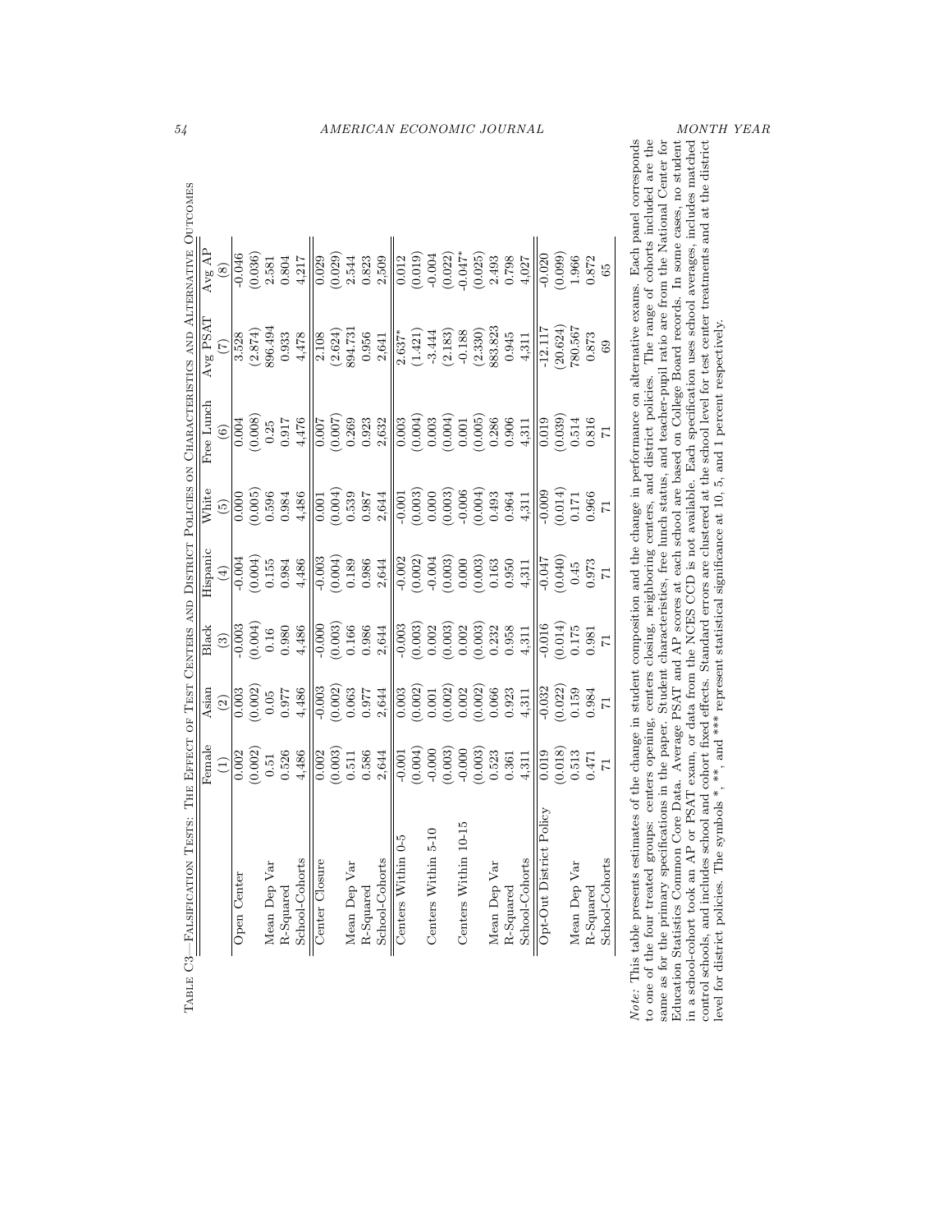Table C3—Falsification Tests: The Effect of Test Centers and District Policies on Characteristics and Alternative Outcomes

| | Female | Asian | Black | Hispanic | White | Free Lunch | Avg PSAT | Avg AP |
|---|---|---|---|---|---|---|---|---|
| | (1) | (2) | (3) | (4) | (5) | (6) | (7) | (8) |
| Open Center | 0.002 | 0.003 | -0.003 | -0.004 | 0.000 | 0.004 | 3.528 | -0.046 |
| | (0.002) | (0.002) | (0.004) | (0.004) | (0.005) | (0.008) | (2.874) | (0.036) |
| Mean Dep Var | 0.51 | 0.05 | 0.16 | 0.155 | 0.596 | 0.25 | 896.494 | 2.581 |
| R-Squared | 0.526 | 0.977 | 0.980 | 0.984 | 0.984 | 0.917 | 0.933 | 0.804 |
| School-Cohorts | 4,486 | 4,486 | 4,486 | 4,486 | 4,486 | 4,476 | 4,478 | 4,217 |
| Center Closure | 0.002 | -0.003 | -0.000 | -0.003 | 0.001 | 0.007 | 2.108 | 0.029 |
| | (0.003) | (0.002) | (0.003) | (0.004) | (0.004) | (0.007) | (2.624) | (0.029) |
| Mean Dep Var | 0.511 | 0.063 | 0.166 | 0.189 | 0.539 | 0.269 | 894.731 | 2.544 |
| R-Squared | 0.586 | 0.977 | 0.986 | 0.986 | 0.987 | 0.923 | 0.956 | 0.823 |
| School-Cohorts | 2,644 | 2,644 | 2,644 | 2,644 | 2,644 | 2,632 | 2,641 | 2,509 |
| Centers Within 0-5 | -0.001 | 0.003 | -0.003 | -0.002 | -0.001 | 0.003 | 2.637* | 0.012 |
| | (0.004) | (0.002) | (0.003) | (0.002) | (0.003) | (0.004) | (1.421) | (0.019) |
| Centers Within 5-10 | -0.000 | 0.001 | 0.002 | -0.004 | 0.000 | 0.003 | -3.444 | -0.004 |
| | (0.003) | (0.002) | (0.003) | (0.003) | (0.003) | (0.004) | (2.183) | (0.022) |
| Centers Within 10-15 | -0.000 | 0.002 | 0.002 | 0.000 | -0.006 | 0.001 | -0.188 | -0.047* |
| | (0.003) | (0.002) | (0.003) | (0.003) | (0.004) | (0.005) | (2.330) | (0.025) |
| Mean Dep Var | 0.523 | 0.066 | 0.232 | 0.163 | 0.493 | 0.286 | 883.823 | 2.493 |
| R-Squared | 0.361 | 0.923 | 0.958 | 0.950 | 0.964 | 0.906 | 0.945 | 0.798 |
| School-Cohorts | 4,311 | 4,311 | 4,311 | 4,311 | 4,311 | 4,311 | 4,311 | 4,027 |
| Opt-Out District Policy | 0.019 | -0.032 | -0.016 | -0.047 | -0.009 | 0.019 | -12.117 | -0.020 |
| | (0.018) | (0.022) | (0.014) | (0.040) | (0.014) | (0.039) | (20.624) | (0.099) |
| Mean Dep Var | 0.513 | 0.159 | 0.175 | 0.45 | 0.171 | 0.514 | 780.567 | 1.966 |
| R-Squared | 0.471 | 0.984 | 0.981 | 0.973 | 0.966 | 0.816 | 0.873 | 0.872 |
| School-Cohorts | 71 | 71 | 71 | 71 | 71 | 71 | 69 | 65 |

*Note:* This table presents estimates of the change in student composition and the change in performance on alternative exams. Each panel corresponds to one of the four treated groups: centers opening, centers closing, neighboring centers, and district policies. The range of cohorts included are the same as for the primary specifications in the paper. Student characteristics, free lunch status, and teacher-pupil ratio are from the National Center for Education Statistics Common Core Data. Average PSAT and AP scores at each school are based on College Board records. In some cases, no student in a school-cohort took an AP or PSAT exam, or data from the NCES CCD is not available. Each specification uses school averages, includes matched control schools, and includes school and cohort fixed effects. Standard errors are clustered at the school level for test center treatments and at the district level for district policies. The symbols *, **, and *** represent statistical significance at 10, 5, and 1 percent respectively.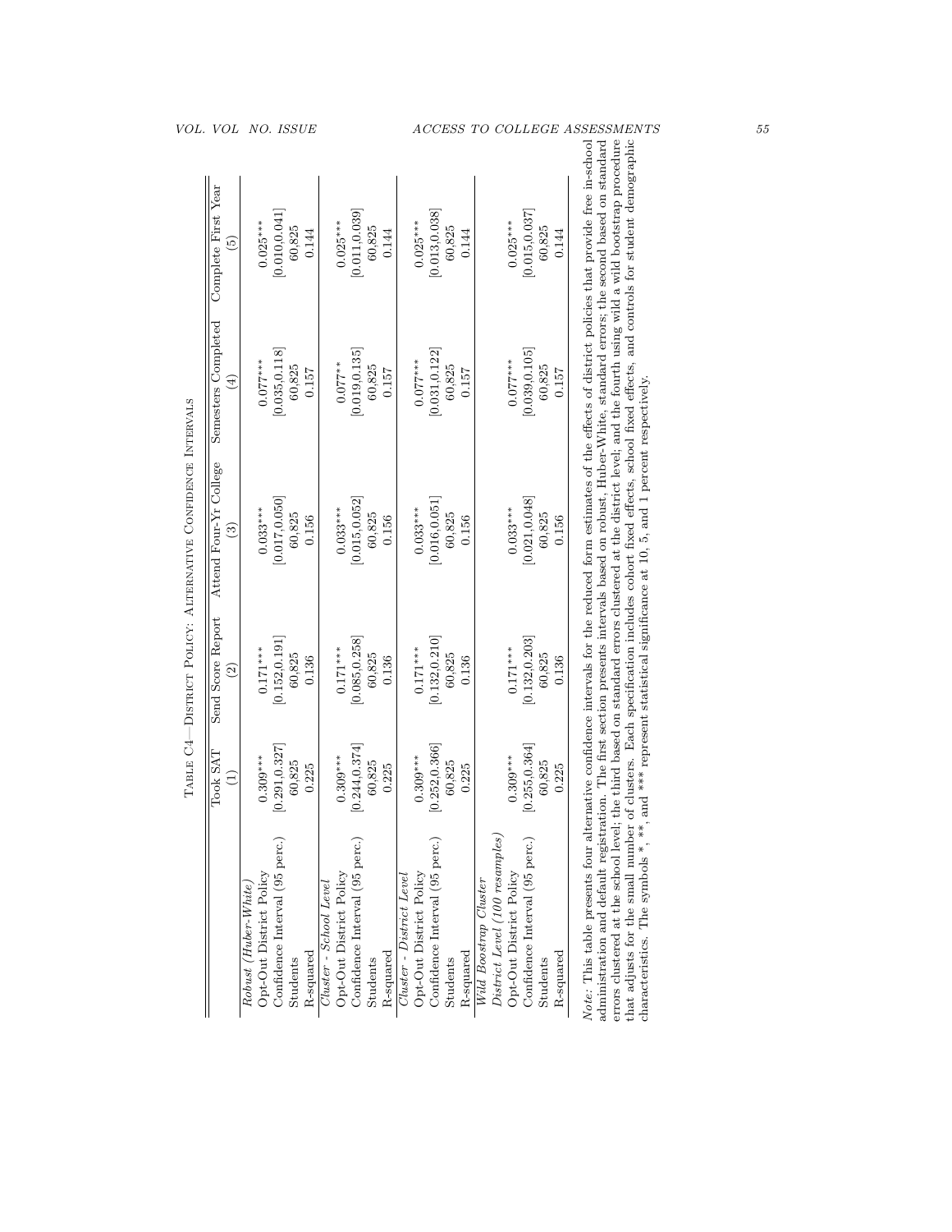Table C4—District Policy: Alternative Confidence Intervals

| | Took SAT | Send Score Report | Attend Four-Yr College | Semesters Completed | Complete First Year |
|---|---|---|---|---|---|
| | (1) | (2) | (3) | (4) | (5) |
| *Robust (Huber-White)* | | | | | |
| Opt-Out District Policy | 0.309*** | 0.171*** | 0.033*** | 0.077*** | 0.025*** |
| Confidence Interval (95 perc.) | [0.291,0.327] | [0.152,0.191] | [0.017,0.050] | [0.035,0.118] | [0.010,0.041] |
| Students | 60,825 | 60,825 | 60,825 | 60,825 | 60,825 |
| R-squared | 0.225 | 0.136 | 0.156 | 0.157 | 0.144 |
| *Cluster - School Level* | | | | | |
| Opt-Out District Policy | 0.309*** | 0.171*** | 0.033*** | 0.077** | 0.025*** |
| Confidence Interval (95 perc.) | [0.244,0.374] | [0.085,0.258] | [0.015,0.052] | [0.019,0.135] | [0.011,0.039] |
| Students | 60,825 | 60,825 | 60,825 | 60,825 | 60,825 |
| R-squared | 0.225 | 0.136 | 0.156 | 0.157 | 0.144 |
| *Cluster - District Level* | | | | | |
| Opt-Out District Policy | 0.309*** | 0.171*** | 0.033*** | 0.077*** | 0.025*** |
| Confidence Interval (95 perc.) | [0.252,0.366] | [0.132,0.210] | [0.016,0.051] | [0.031,0.122] | [0.013,0.038] |
| Students | 60,825 | 60,825 | 60,825 | 60,825 | 60,825 |
| R-squared | 0.225 | 0.136 | 0.156 | 0.157 | 0.144 |
| *Wild Boostrap Cluster* | | | | | |
| *District Level (100 resamples)* | | | | | |
| Opt-Out District Policy | 0.309*** | 0.171*** | 0.033*** | 0.077*** | 0.025*** |
| Confidence Interval (95 perc.) | [0.255,0.364] | [0.132,0.203] | [0.021,0.048] | [0.039,0.105] | [0.015,0.037] |
| Students | 60,825 | 60,825 | 60,825 | 60,825 | 60,825 |
| R-squared | 0.225 | 0.136 | 0.156 | 0.157 | 0.144 |

*Note:* This table presents four alternative confidence intervals for the reduced form estimates of the effects of district policies that provide free in-school administration and default registration. The first section presents intervals based on robust, Huber-White, standard errors; the second based on standard errors clustered at the school level; the third based on standard errors clustered at the district level; and the fourth using wild a wild bootstrap procedure that adjusts for the small number of clusters. Each specification includes cohort fixed effects, school fixed effects, and controls for student demographic characteristics. The symbols *, **, and *** represent statistical significance at 10, 5, and 1 percent respectively.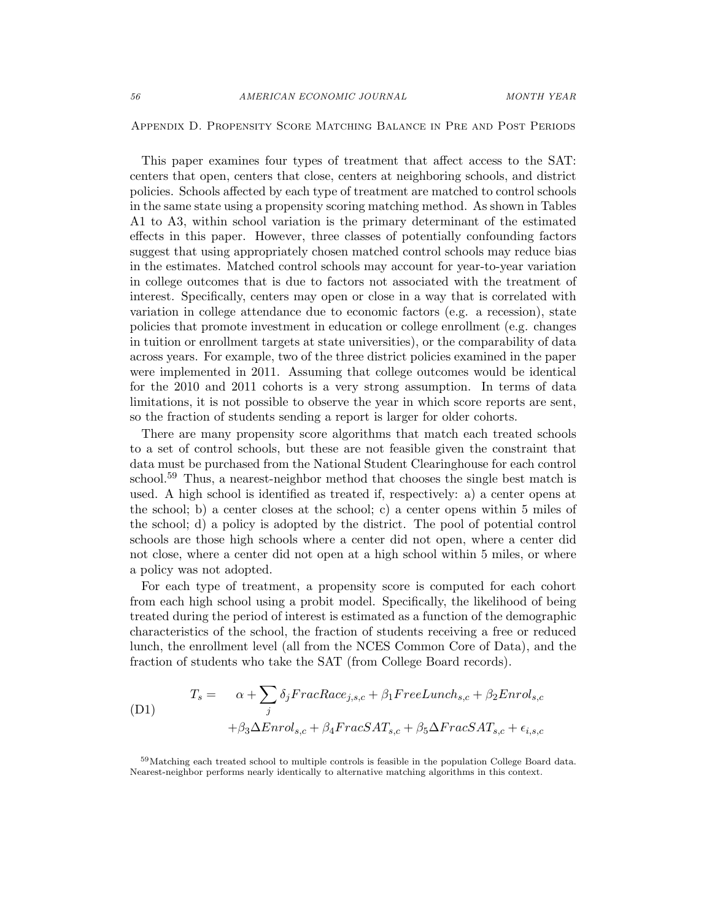## Appendix D. Propensity Score Matching Balance in Pre and Post Periods

This paper examines four types of treatment that affect access to the SAT: centers that open, centers that close, centers at neighboring schools, and district policies. Schools affected by each type of treatment are matched to control schools in the same state using a propensity scoring matching method. As shown in Tables A1 to A3, within school variation is the primary determinant of the estimated effects in this paper. However, three classes of potentially confounding factors suggest that using appropriately chosen matched control schools may reduce bias in the estimates. Matched control schools may account for year-to-year variation in college outcomes that is due to factors not associated with the treatment of interest. Specifically, centers may open or close in a way that is correlated with variation in college attendance due to economic factors (e.g. a recession), state policies that promote investment in education or college enrollment (e.g. changes in tuition or enrollment targets at state universities), or the comparability of data across years. For example, two of the three district policies examined in the paper were implemented in 2011. Assuming that college outcomes would be identical for the 2010 and 2011 cohorts is a very strong assumption. In terms of data limitations, it is not possible to observe the year in which score reports are sent, so the fraction of students sending a report is larger for older cohorts.

There are many propensity score algorithms that match each treated schools to a set of control schools, but these are not feasible given the constraint that data must be purchased from the National Student Clearinghouse for each control school.[59] Thus, a nearest-neighbor method that chooses the single best match is used. A high school is identified as treated if, respectively: a) a center opens at the school; b) a center closes at the school; c) a center opens within 5 miles of the school; d) a policy is adopted by the district. The pool of potential control schools are those high schools where a center did not open, where a center did not close, where a center did not open at a high school within 5 miles, or where a policy was not adopted.

For each type of treatment, a propensity score is computed for each cohort from each high school using a probit model. Specifically, the likelihood of being treated during the period of interest is estimated as a function of the demographic characteristics of the school, the fraction of students receiving a free or reduced lunch, the enrollment level (all from the NCES Common Core of Data), and the fraction of students who take the SAT (from College Board records).

$$
\begin{aligned}
T_s = \quad & \alpha + \sum_j \delta_j FracRace_{j,s,c} + \beta_1 FreeLunch_{s,c} + \beta_2 Enrol_{s,c} \\
& + \beta_3 \Delta Enrol_{s,c} + \beta_4 FracSAT_{s,c} + \beta_5 \Delta FracSAT_{s,c} + \epsilon_{i,s,c}
\end{aligned}
\tag{D1}
$$

[59]Matching each treated school to multiple controls is feasible in the population College Board data. Nearest-neighbor performs nearly identically to alternative matching algorithms in this context.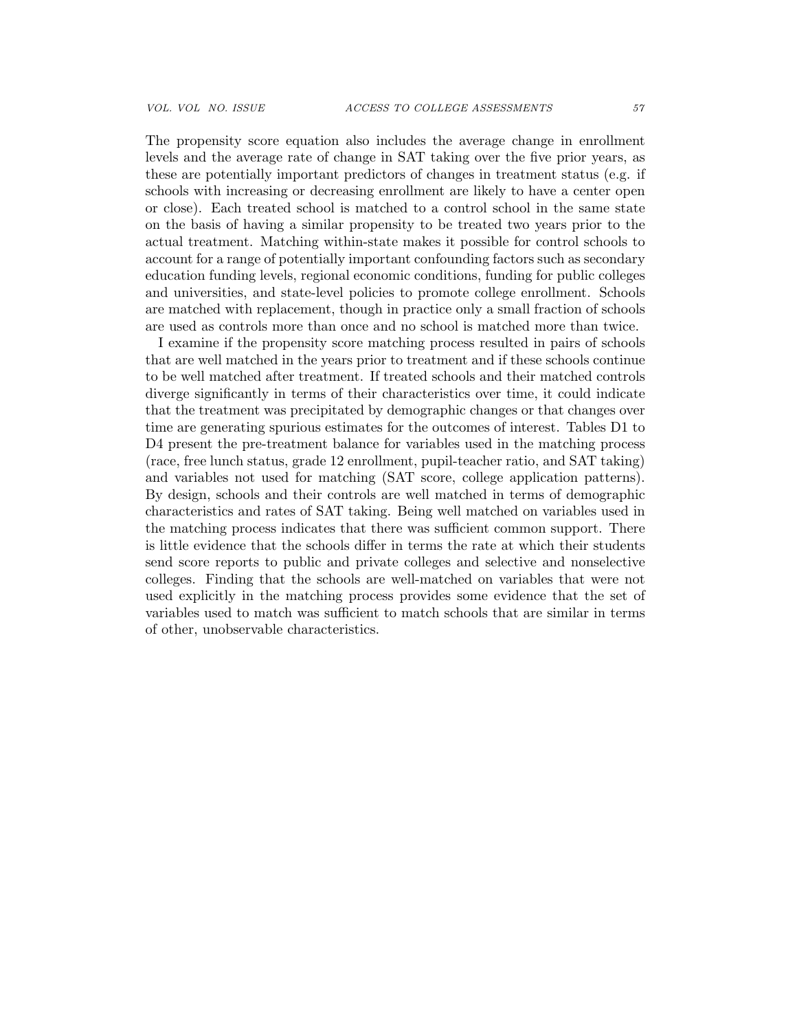The propensity score equation also includes the average change in enrollment levels and the average rate of change in SAT taking over the five prior years, as these are potentially important predictors of changes in treatment status (e.g. if schools with increasing or decreasing enrollment are likely to have a center open or close). Each treated school is matched to a control school in the same state on the basis of having a similar propensity to be treated two years prior to the actual treatment. Matching within-state makes it possible for control schools to account for a range of potentially important confounding factors such as secondary education funding levels, regional economic conditions, funding for public colleges and universities, and state-level policies to promote college enrollment. Schools are matched with replacement, though in practice only a small fraction of schools are used as controls more than once and no school is matched more than twice.

I examine if the propensity score matching process resulted in pairs of schools that are well matched in the years prior to treatment and if these schools continue to be well matched after treatment. If treated schools and their matched controls diverge significantly in terms of their characteristics over time, it could indicate that the treatment was precipitated by demographic changes or that changes over time are generating spurious estimates for the outcomes of interest. Tables D1 to D4 present the pre-treatment balance for variables used in the matching process (race, free lunch status, grade 12 enrollment, pupil-teacher ratio, and SAT taking) and variables not used for matching (SAT score, college application patterns). By design, schools and their controls are well matched in terms of demographic characteristics and rates of SAT taking. Being well matched on variables used in the matching process indicates that there was sufficient common support. There is little evidence that the schools differ in terms the rate at which their students send score reports to public and private colleges and selective and nonselective colleges. Finding that the schools are well-matched on variables that were not used explicitly in the matching process provides some evidence that the set of variables used to match was sufficient to match schools that are similar in terms of other, unobservable characteristics.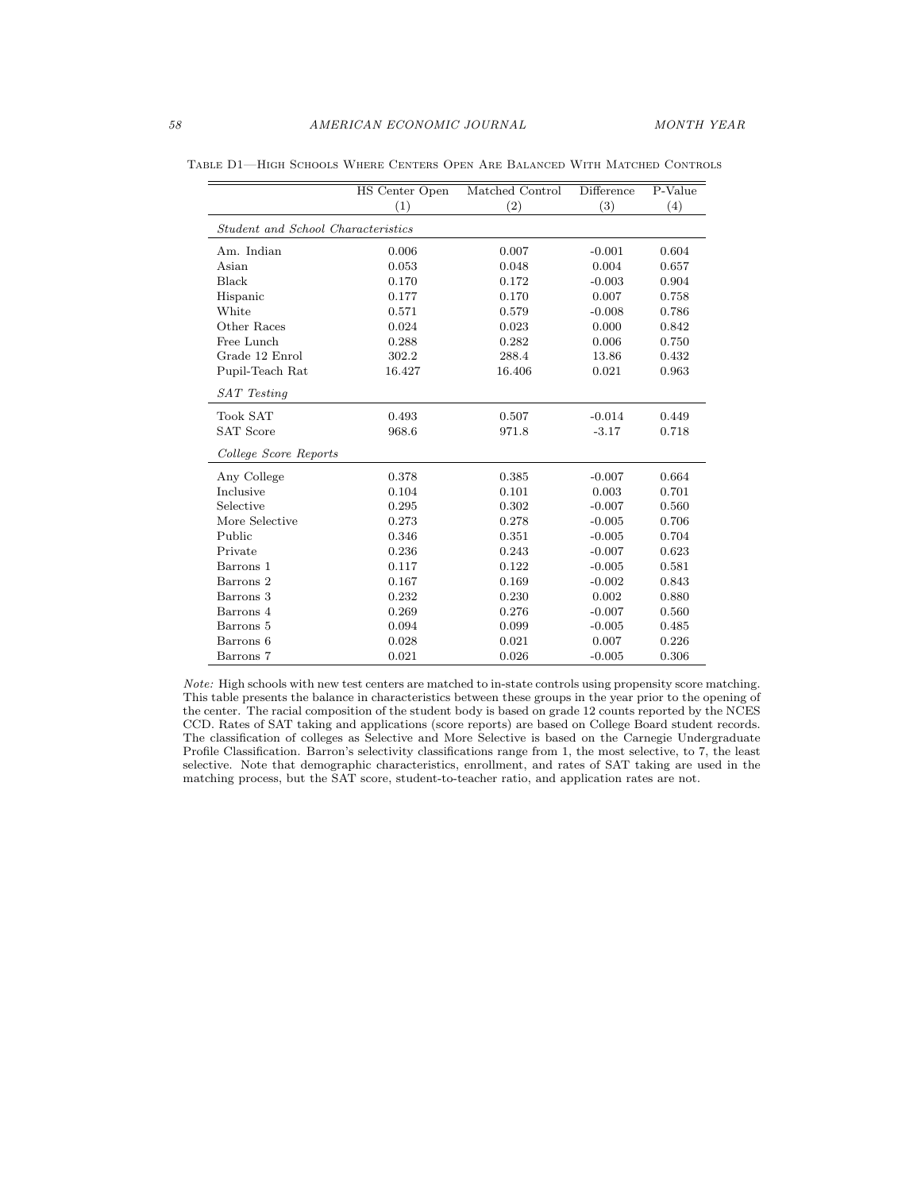Table D1—High Schools Where Centers Open Are Balanced With Matched Controls

| | HS Center Open | Matched Control | Difference | P-Value |
|---|---|---|---|---|
| | (1) | (2) | (3) | (4) |
| *Student and School Characteristics* | | | | |
| Am. Indian | 0.006 | 0.007 | -0.001 | 0.604 |
| Asian | 0.053 | 0.048 | 0.004 | 0.657 |
| Black | 0.170 | 0.172 | -0.003 | 0.904 |
| Hispanic | 0.177 | 0.170 | 0.007 | 0.758 |
| White | 0.571 | 0.579 | -0.008 | 0.786 |
| Other Races | 0.024 | 0.023 | 0.000 | 0.842 |
| Free Lunch | 0.288 | 0.282 | 0.006 | 0.750 |
| Grade 12 Enrol | 302.2 | 288.4 | 13.86 | 0.432 |
| Pupil-Teach Rat | 16.427 | 16.406 | 0.021 | 0.963 |
| *SAT Testing* | | | | |
| Took SAT | 0.493 | 0.507 | -0.014 | 0.449 |
| SAT Score | 968.6 | 971.8 | -3.17 | 0.718 |
| *College Score Reports* | | | | |
| Any College | 0.378 | 0.385 | -0.007 | 0.664 |
| Inclusive | 0.104 | 0.101 | 0.003 | 0.701 |
| Selective | 0.295 | 0.302 | -0.007 | 0.560 |
| More Selective | 0.273 | 0.278 | -0.005 | 0.706 |
| Public | 0.346 | 0.351 | -0.005 | 0.704 |
| Private | 0.236 | 0.243 | -0.007 | 0.623 |
| Barrons 1 | 0.117 | 0.122 | -0.005 | 0.581 |
| Barrons 2 | 0.167 | 0.169 | -0.002 | 0.843 |
| Barrons 3 | 0.232 | 0.230 | 0.002 | 0.880 |
| Barrons 4 | 0.269 | 0.276 | -0.007 | 0.560 |
| Barrons 5 | 0.094 | 0.099 | -0.005 | 0.485 |
| Barrons 6 | 0.028 | 0.021 | 0.007 | 0.226 |
| Barrons 7 | 0.021 | 0.026 | -0.005 | 0.306 |

*Note:* High schools with new test centers are matched to in-state controls using propensity score matching. This table presents the balance in characteristics between these groups in the year prior to the opening of the center. The racial composition of the student body is based on grade 12 counts reported by the NCES CCD. Rates of SAT taking and applications (score reports) are based on College Board student records. The classification of colleges as Selective and More Selective is based on the Carnegie Undergraduate Profile Classification. Barron's selectivity classifications range from 1, the most selective, to 7, the least selective. Note that demographic characteristics, enrollment, and rates of SAT taking are used in the matching process, but the SAT score, student-to-teacher ratio, and application rates are not.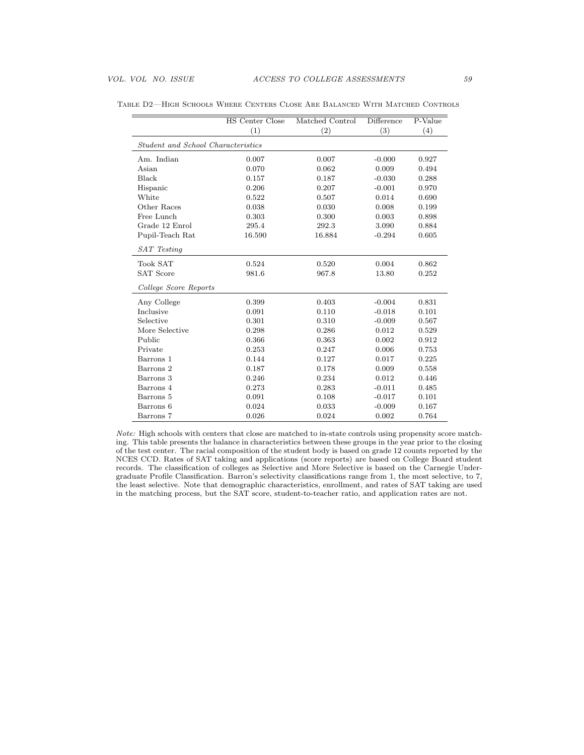Table D2—High Schools Where Centers Close Are Balanced With Matched Controls

| | HS Center Close (1) | Matched Control (2) | Difference (3) | P-Value (4) |
|---|---|---|---|---|
| *Student and School Characteristics* | | | | |
| Am. Indian | 0.007 | 0.007 | -0.000 | 0.927 |
| Asian | 0.070 | 0.062 | 0.009 | 0.494 |
| Black | 0.157 | 0.187 | -0.030 | 0.288 |
| Hispanic | 0.206 | 0.207 | -0.001 | 0.970 |
| White | 0.522 | 0.507 | 0.014 | 0.690 |
| Other Races | 0.038 | 0.030 | 0.008 | 0.199 |
| Free Lunch | 0.303 | 0.300 | 0.003 | 0.898 |
| Grade 12 Enrol | 295.4 | 292.3 | 3.090 | 0.884 |
| Pupil-Teach Rat | 16.590 | 16.884 | -0.294 | 0.605 |
| *SAT Testing* | | | | |
| Took SAT | 0.524 | 0.520 | 0.004 | 0.862 |
| SAT Score | 981.6 | 967.8 | 13.80 | 0.252 |
| *College Score Reports* | | | | |
| Any College | 0.399 | 0.403 | -0.004 | 0.831 |
| Inclusive | 0.091 | 0.110 | -0.018 | 0.101 |
| Selective | 0.301 | 0.310 | -0.009 | 0.567 |
| More Selective | 0.298 | 0.286 | 0.012 | 0.529 |
| Public | 0.366 | 0.363 | 0.002 | 0.912 |
| Private | 0.253 | 0.247 | 0.006 | 0.753 |
| Barrons 1 | 0.144 | 0.127 | 0.017 | 0.225 |
| Barrons 2 | 0.187 | 0.178 | 0.009 | 0.558 |
| Barrons 3 | 0.246 | 0.234 | 0.012 | 0.446 |
| Barrons 4 | 0.273 | 0.283 | -0.011 | 0.485 |
| Barrons 5 | 0.091 | 0.108 | -0.017 | 0.101 |
| Barrons 6 | 0.024 | 0.033 | -0.009 | 0.167 |
| Barrons 7 | 0.026 | 0.024 | 0.002 | 0.764 |

*Note:* High schools with centers that close are matched to in-state controls using propensity score matching. This table presents the balance in characteristics between these groups in the year prior to the closing of the test center. The racial composition of the student body is based on grade 12 counts reported by the NCES CCD. Rates of SAT taking and applications (score reports) are based on College Board student records. The classification of colleges as Selective and More Selective is based on the Carnegie Undergraduate Profile Classification. Barron's selectivity classifications range from 1, the most selective, to 7, the least selective. Note that demographic characteristics, enrollment, and rates of SAT taking are used in the matching process, but the SAT score, student-to-teacher ratio, and application rates are not.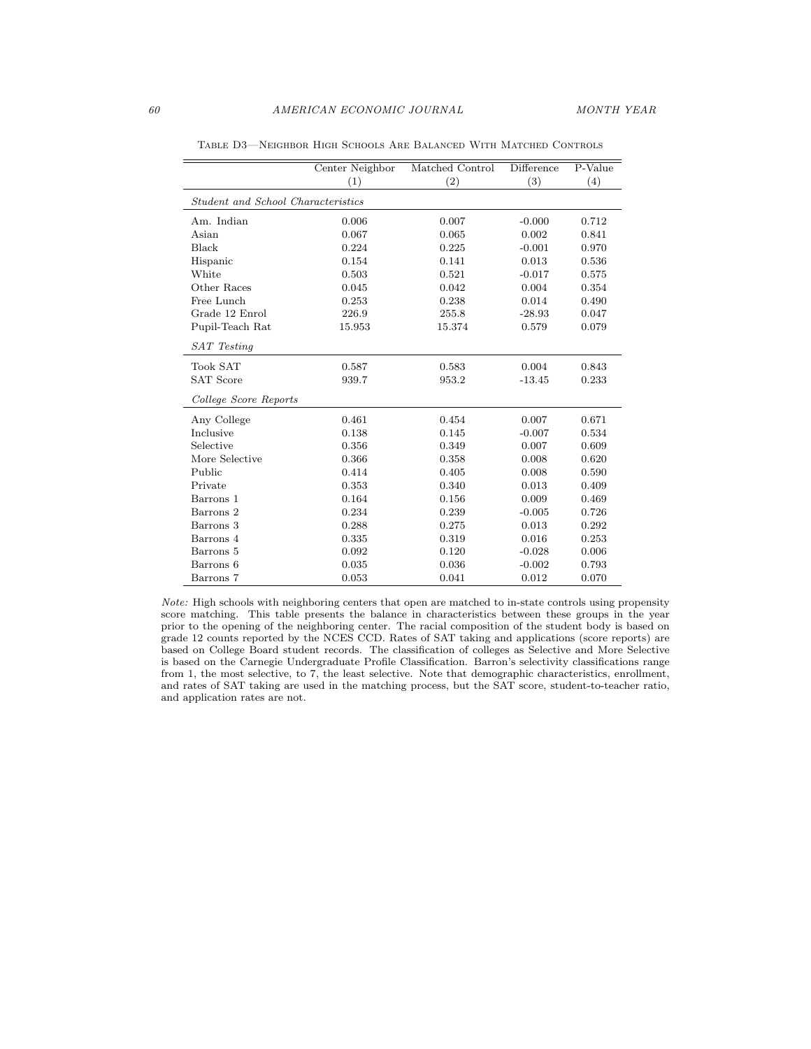Table D3—Neighbor High Schools Are Balanced With Matched Controls

| | Center Neighbor (1) | Matched Control (2) | Difference (3) | P-Value (4) |
|---|---|---|---|---|
| *Student and School Characteristics* | | | | |
| Am. Indian | 0.006 | 0.007 | -0.000 | 0.712 |
| Asian | 0.067 | 0.065 | 0.002 | 0.841 |
| Black | 0.224 | 0.225 | -0.001 | 0.970 |
| Hispanic | 0.154 | 0.141 | 0.013 | 0.536 |
| White | 0.503 | 0.521 | -0.017 | 0.575 |
| Other Races | 0.045 | 0.042 | 0.004 | 0.354 |
| Free Lunch | 0.253 | 0.238 | 0.014 | 0.490 |
| Grade 12 Enrol | 226.9 | 255.8 | -28.93 | 0.047 |
| Pupil-Teach Rat | 15.953 | 15.374 | 0.579 | 0.079 |
| *SAT Testing* | | | | |
| Took SAT | 0.587 | 0.583 | 0.004 | 0.843 |
| SAT Score | 939.7 | 953.2 | -13.45 | 0.233 |
| *College Score Reports* | | | | |
| Any College | 0.461 | 0.454 | 0.007 | 0.671 |
| Inclusive | 0.138 | 0.145 | -0.007 | 0.534 |
| Selective | 0.356 | 0.349 | 0.007 | 0.609 |
| More Selective | 0.366 | 0.358 | 0.008 | 0.620 |
| Public | 0.414 | 0.405 | 0.008 | 0.590 |
| Private | 0.353 | 0.340 | 0.013 | 0.409 |
| Barrons 1 | 0.164 | 0.156 | 0.009 | 0.469 |
| Barrons 2 | 0.234 | 0.239 | -0.005 | 0.726 |
| Barrons 3 | 0.288 | 0.275 | 0.013 | 0.292 |
| Barrons 4 | 0.335 | 0.319 | 0.016 | 0.253 |
| Barrons 5 | 0.092 | 0.120 | -0.028 | 0.006 |
| Barrons 6 | 0.035 | 0.036 | -0.002 | 0.793 |
| Barrons 7 | 0.053 | 0.041 | 0.012 | 0.070 |

*Note:* High schools with neighboring centers that open are matched to in-state controls using propensity score matching. This table presents the balance in characteristics between these groups in the year prior to the opening of the neighboring center. The racial composition of the student body is based on grade 12 counts reported by the NCES CCD. Rates of SAT taking and applications (score reports) are based on College Board student records. The classification of colleges as Selective and More Selective is based on the Carnegie Undergraduate Profile Classification. Barron's selectivity classifications range from 1, the most selective, to 7, the least selective. Note that demographic characteristics, enrollment, and rates of SAT taking are used in the matching process, but the SAT score, student-to-teacher ratio, and application rates are not.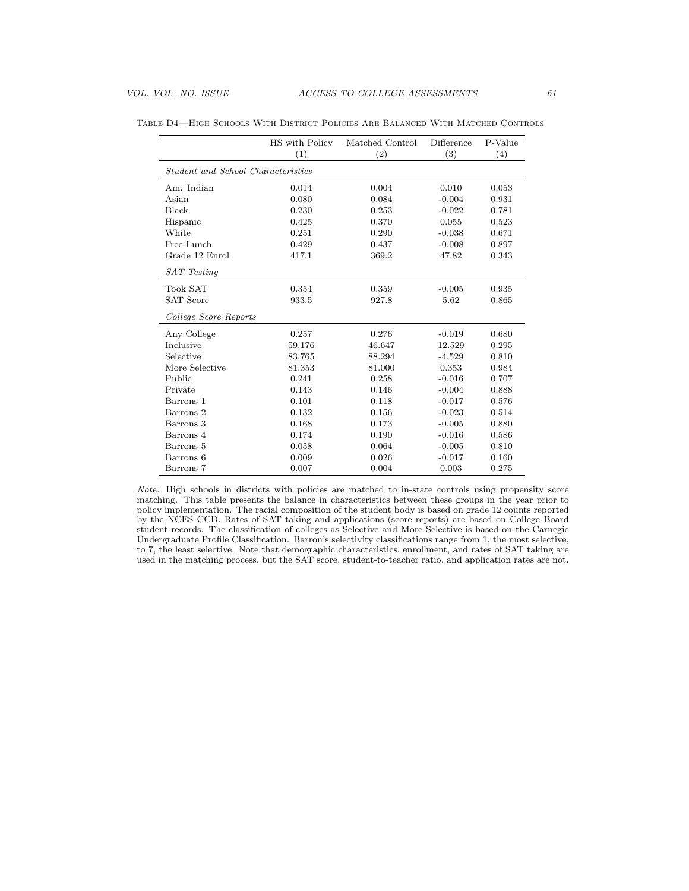Table D4—High Schools With District Policies Are Balanced With Matched Controls

| | HS with Policy (1) | Matched Control (2) | Difference (3) | P-Value (4) |
|---|---|---|---|---|
| *Student and School Characteristics* | | | | |
| Am. Indian | 0.014 | 0.004 | 0.010 | 0.053 |
| Asian | 0.080 | 0.084 | -0.004 | 0.931 |
| Black | 0.230 | 0.253 | -0.022 | 0.781 |
| Hispanic | 0.425 | 0.370 | 0.055 | 0.523 |
| White | 0.251 | 0.290 | -0.038 | 0.671 |
| Free Lunch | 0.429 | 0.437 | -0.008 | 0.897 |
| Grade 12 Enrol | 417.1 | 369.2 | 47.82 | 0.343 |
| *SAT Testing* | | | | |
| Took SAT | 0.354 | 0.359 | -0.005 | 0.935 |
| SAT Score | 933.5 | 927.8 | 5.62 | 0.865 |
| *College Score Reports* | | | | |
| Any College | 0.257 | 0.276 | -0.019 | 0.680 |
| Inclusive | 59.176 | 46.647 | 12.529 | 0.295 |
| Selective | 83.765 | 88.294 | -4.529 | 0.810 |
| More Selective | 81.353 | 81.000 | 0.353 | 0.984 |
| Public | 0.241 | 0.258 | -0.016 | 0.707 |
| Private | 0.143 | 0.146 | -0.004 | 0.888 |
| Barrons 1 | 0.101 | 0.118 | -0.017 | 0.576 |
| Barrons 2 | 0.132 | 0.156 | -0.023 | 0.514 |
| Barrons 3 | 0.168 | 0.173 | -0.005 | 0.880 |
| Barrons 4 | 0.174 | 0.190 | -0.016 | 0.586 |
| Barrons 5 | 0.058 | 0.064 | -0.005 | 0.810 |
| Barrons 6 | 0.009 | 0.026 | -0.017 | 0.160 |
| Barrons 7 | 0.007 | 0.004 | 0.003 | 0.275 |

*Note:* High schools in districts with policies are matched to in-state controls using propensity score matching. This table presents the balance in characteristics between these groups in the year prior to policy implementation. The racial composition of the student body is based on grade 12 counts reported by the NCES CCD. Rates of SAT taking and applications (score reports) are based on College Board student records. The classification of colleges as Selective and More Selective is based on the Carnegie Undergraduate Profile Classification. Barron's selectivity classifications range from 1, the most selective, to 7, the least selective. Note that demographic characteristics, enrollment, and rates of SAT taking are used in the matching process, but the SAT score, student-to-teacher ratio, and application rates are not.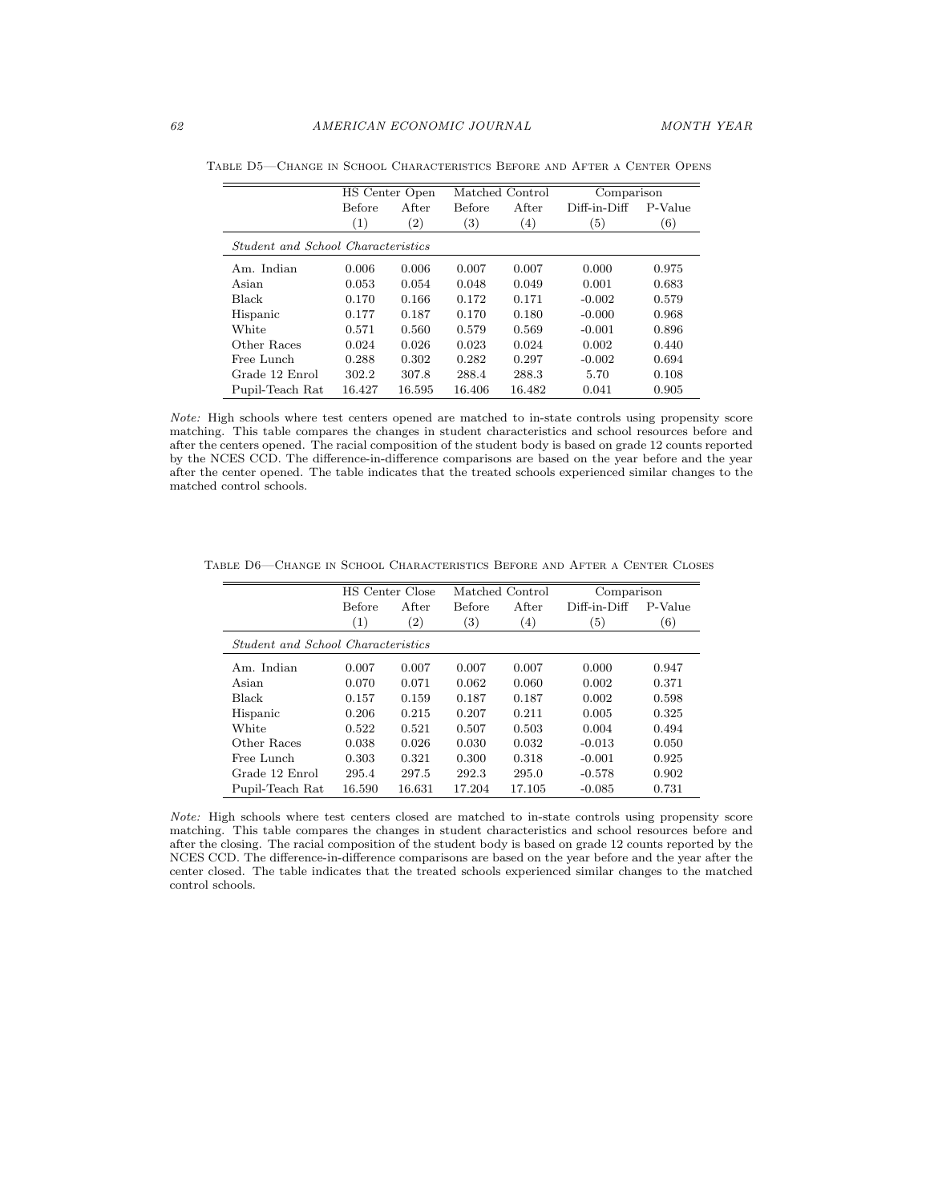Table D5—Change in School Characteristics Before and After a Center Opens

| | HS Center Open | | Matched Control | | Comparison | |
|---|---|---|---|---|---|---|
| | Before | After | Before | After | Diff-in-Diff | P-Value |
| | (1) | (2) | (3) | (4) | (5) | (6) |
| *Student and School Characteristics* | | | | | | |
| Am. Indian | 0.006 | 0.006 | 0.007 | 0.007 | 0.000 | 0.975 |
| Asian | 0.053 | 0.054 | 0.048 | 0.049 | 0.001 | 0.683 |
| Black | 0.170 | 0.166 | 0.172 | 0.171 | -0.002 | 0.579 |
| Hispanic | 0.177 | 0.187 | 0.170 | 0.180 | -0.000 | 0.968 |
| White | 0.571 | 0.560 | 0.579 | 0.569 | -0.001 | 0.896 |
| Other Races | 0.024 | 0.026 | 0.023 | 0.024 | 0.002 | 0.440 |
| Free Lunch | 0.288 | 0.302 | 0.282 | 0.297 | -0.002 | 0.694 |
| Grade 12 Enrol | 302.2 | 307.8 | 288.4 | 288.3 | 5.70 | 0.108 |
| Pupil-Teach Rat | 16.427 | 16.595 | 16.406 | 16.482 | 0.041 | 0.905 |

*Note:* High schools where test centers opened are matched to in-state controls using propensity score matching. This table compares the changes in student characteristics and school resources before and after the centers opened. The racial composition of the student body is based on grade 12 counts reported by the NCES CCD. The difference-in-difference comparisons are based on the year before and the year after the center opened. The table indicates that the treated schools experienced similar changes to the matched control schools.

Table D6—Change in School Characteristics Before and After a Center Closes

| | HS Center Close | | Matched Control | | Comparison | |
|---|---|---|---|---|---|---|
| | Before | After | Before | After | Diff-in-Diff | P-Value |
| | (1) | (2) | (3) | (4) | (5) | (6) |
| *Student and School Characteristics* | | | | | | |
| Am. Indian | 0.007 | 0.007 | 0.007 | 0.007 | 0.000 | 0.947 |
| Asian | 0.070 | 0.071 | 0.062 | 0.060 | 0.002 | 0.371 |
| Black | 0.157 | 0.159 | 0.187 | 0.187 | 0.002 | 0.598 |
| Hispanic | 0.206 | 0.215 | 0.207 | 0.211 | 0.005 | 0.325 |
| White | 0.522 | 0.521 | 0.507 | 0.503 | 0.004 | 0.494 |
| Other Races | 0.038 | 0.026 | 0.030 | 0.032 | -0.013 | 0.050 |
| Free Lunch | 0.303 | 0.321 | 0.300 | 0.318 | -0.001 | 0.925 |
| Grade 12 Enrol | 295.4 | 297.5 | 292.3 | 295.0 | -0.578 | 0.902 |
| Pupil-Teach Rat | 16.590 | 16.631 | 17.204 | 17.105 | -0.085 | 0.731 |

*Note:* High schools where test centers closed are matched to in-state controls using propensity score matching. This table compares the changes in student characteristics and school resources before and after the closing. The racial composition of the student body is based on grade 12 counts reported by the NCES CCD. The difference-in-difference comparisons are based on the year before and the year after the center closed. The table indicates that the treated schools experienced similar changes to the matched control schools.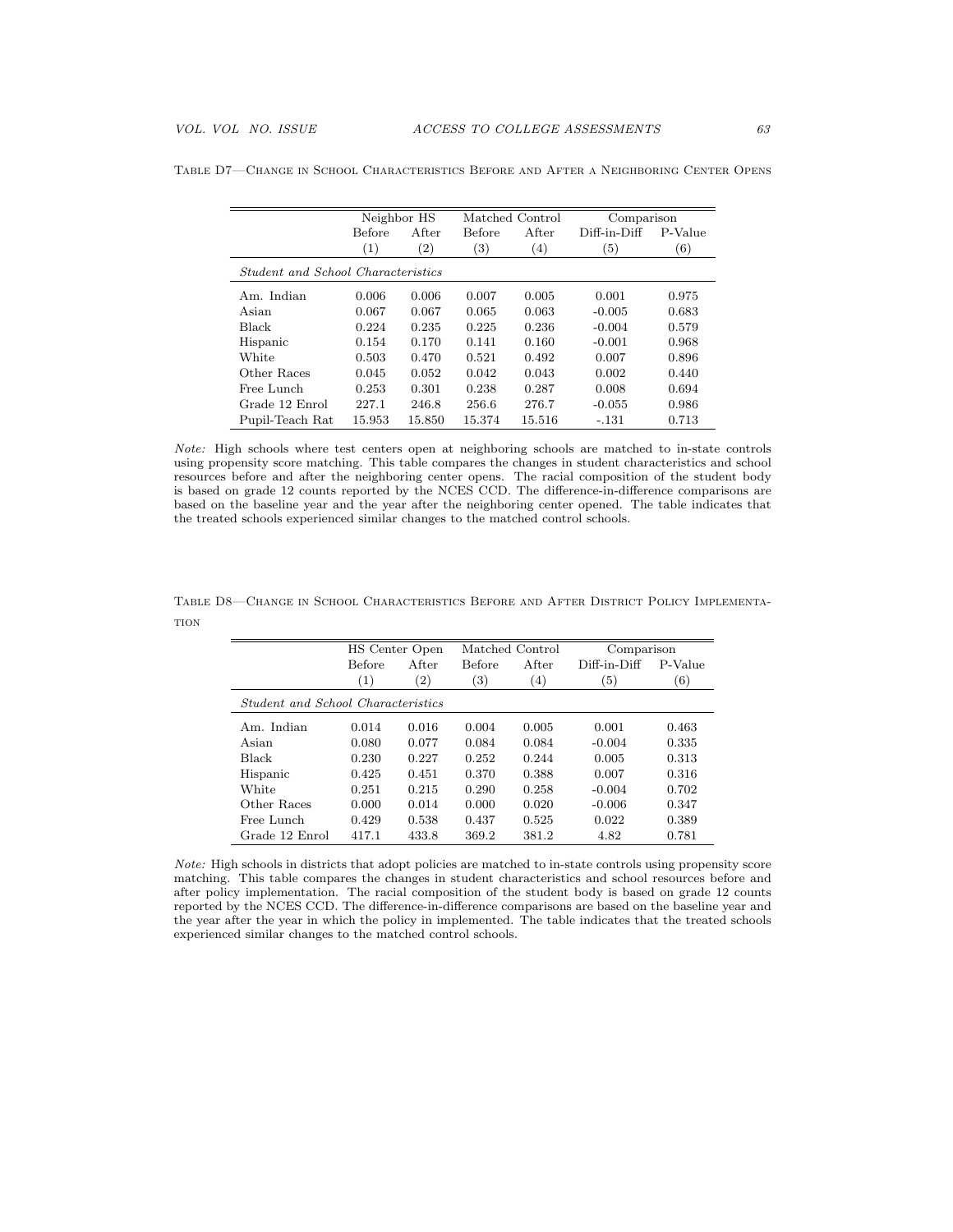Table D7—Change in School Characteristics Before and After a Neighboring Center Opens

| | Neighbor HS | | Matched Control | | Comparison | |
|---|---|---|---|---|---|---|
| | Before | After | Before | After | Diff-in-Diff | P-Value |
| | (1) | (2) | (3) | (4) | (5) | (6) |
| *Student and School Characteristics* | | | | | | |
| Am. Indian | 0.006 | 0.006 | 0.007 | 0.005 | 0.001 | 0.975 |
| Asian | 0.067 | 0.067 | 0.065 | 0.063 | -0.005 | 0.683 |
| Black | 0.224 | 0.235 | 0.225 | 0.236 | -0.004 | 0.579 |
| Hispanic | 0.154 | 0.170 | 0.141 | 0.160 | -0.001 | 0.968 |
| White | 0.503 | 0.470 | 0.521 | 0.492 | 0.007 | 0.896 |
| Other Races | 0.045 | 0.052 | 0.042 | 0.043 | 0.002 | 0.440 |
| Free Lunch | 0.253 | 0.301 | 0.238 | 0.287 | 0.008 | 0.694 |
| Grade 12 Enrol | 227.1 | 246.8 | 256.6 | 276.7 | -0.055 | 0.986 |
| Pupil-Teach Rat | 15.953 | 15.850 | 15.374 | 15.516 | -.131 | 0.713 |

*Note:* High schools where test centers open at neighboring schools are matched to in-state controls using propensity score matching. This table compares the changes in student characteristics and school resources before and after the neighboring center opens. The racial composition of the student body is based on grade 12 counts reported by the NCES CCD. The difference-in-difference comparisons are based on the baseline year and the year after the neighboring center opened. The table indicates that the treated schools experienced similar changes to the matched control schools.

Table D8—Change in School Characteristics Before and After District Policy Implementation

| | HS Center Open | | Matched Control | | Comparison | |
|---|---|---|---|---|---|---|
| | Before | After | Before | After | Diff-in-Diff | P-Value |
| | (1) | (2) | (3) | (4) | (5) | (6) |
| *Student and School Characteristics* | | | | | | |
| Am. Indian | 0.014 | 0.016 | 0.004 | 0.005 | 0.001 | 0.463 |
| Asian | 0.080 | 0.077 | 0.084 | 0.084 | -0.004 | 0.335 |
| Black | 0.230 | 0.227 | 0.252 | 0.244 | 0.005 | 0.313 |
| Hispanic | 0.425 | 0.451 | 0.370 | 0.388 | 0.007 | 0.316 |
| White | 0.251 | 0.215 | 0.290 | 0.258 | -0.004 | 0.702 |
| Other Races | 0.000 | 0.014 | 0.000 | 0.020 | -0.006 | 0.347 |
| Free Lunch | 0.429 | 0.538 | 0.437 | 0.525 | 0.022 | 0.389 |
| Grade 12 Enrol | 417.1 | 433.8 | 369.2 | 381.2 | 4.82 | 0.781 |

*Note:* High schools in districts that adopt policies are matched to in-state controls using propensity score matching. This table compares the changes in student characteristics and school resources before and after policy implementation. The racial composition of the student body is based on grade 12 counts reported by the NCES CCD. The difference-in-difference comparisons are based on the baseline year and the year after the year in which the policy in implemented. The table indicates that the treated schools experienced similar changes to the matched control schools.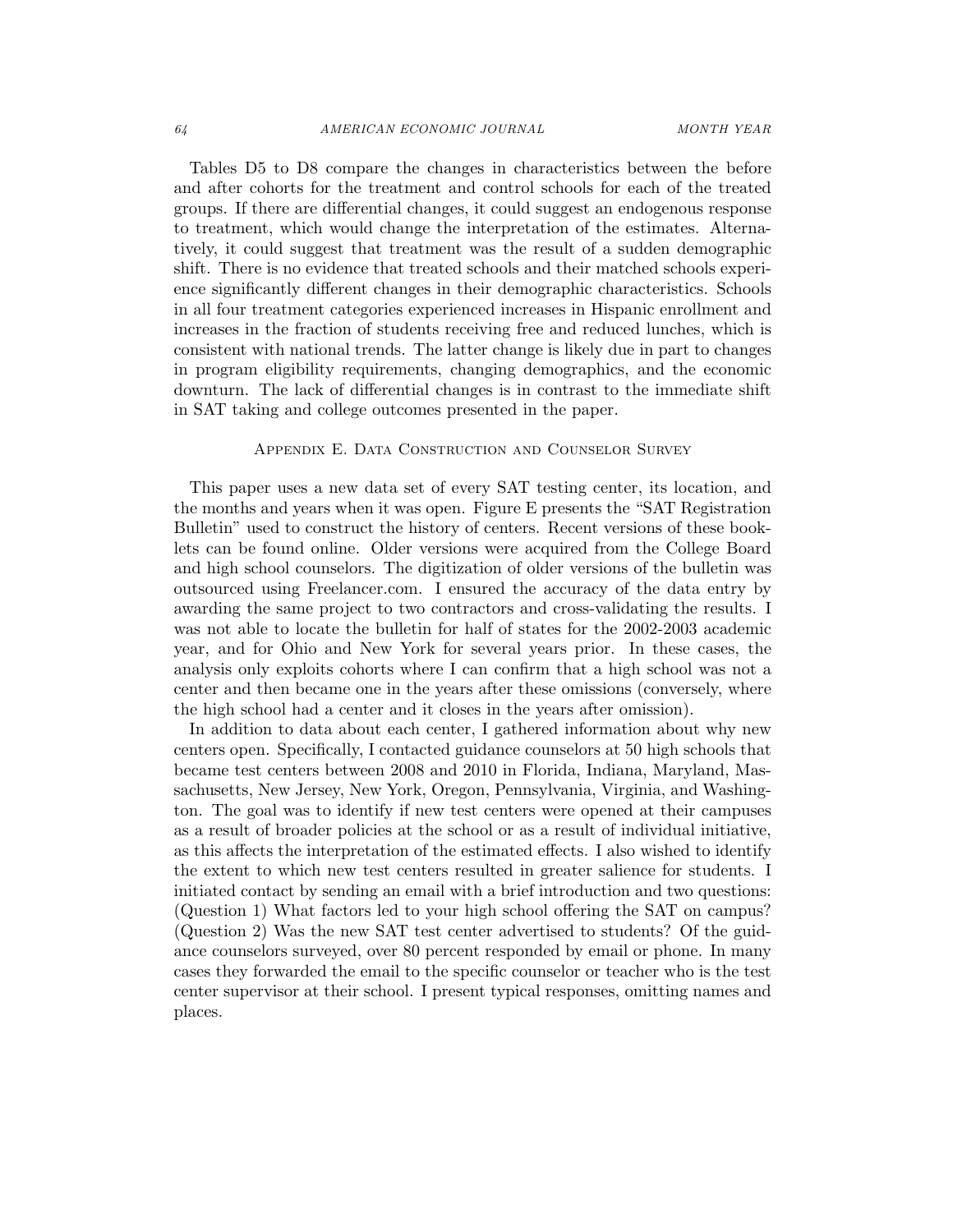Tables D5 to D8 compare the changes in characteristics between the before and after cohorts for the treatment and control schools for each of the treated groups. If there are differential changes, it could suggest an endogenous response to treatment, which would change the interpretation of the estimates. Alternatively, it could suggest that treatment was the result of a sudden demographic shift. There is no evidence that treated schools and their matched schools experience significantly different changes in their demographic characteristics. Schools in all four treatment categories experienced increases in Hispanic enrollment and increases in the fraction of students receiving free and reduced lunches, which is consistent with national trends. The latter change is likely due in part to changes in program eligibility requirements, changing demographics, and the economic downturn. The lack of differential changes is in contrast to the immediate shift in SAT taking and college outcomes presented in the paper.

## Appendix E. Data Construction and Counselor Survey

This paper uses a new data set of every SAT testing center, its location, and the months and years when it was open. Figure E presents the "SAT Registration Bulletin" used to construct the history of centers. Recent versions of these booklets can be found online. Older versions were acquired from the College Board and high school counselors. The digitization of older versions of the bulletin was outsourced using Freelancer.com. I ensured the accuracy of the data entry by awarding the same project to two contractors and cross-validating the results. I was not able to locate the bulletin for half of states for the 2002-2003 academic year, and for Ohio and New York for several years prior. In these cases, the analysis only exploits cohorts where I can confirm that a high school was not a center and then became one in the years after these omissions (conversely, where the high school had a center and it closes in the years after omission).

In addition to data about each center, I gathered information about why new centers open. Specifically, I contacted guidance counselors at 50 high schools that became test centers between 2008 and 2010 in Florida, Indiana, Maryland, Massachusetts, New Jersey, New York, Oregon, Pennsylvania, Virginia, and Washington. The goal was to identify if new test centers were opened at their campuses as a result of broader policies at the school or as a result of individual initiative, as this affects the interpretation of the estimated effects. I also wished to identify the extent to which new test centers resulted in greater salience for students. I initiated contact by sending an email with a brief introduction and two questions: (Question 1) What factors led to your high school offering the SAT on campus? (Question 2) Was the new SAT test center advertised to students? Of the guidance counselors surveyed, over 80 percent responded by email or phone. In many cases they forwarded the email to the specific counselor or teacher who is the test center supervisor at their school. I present typical responses, omitting names and places.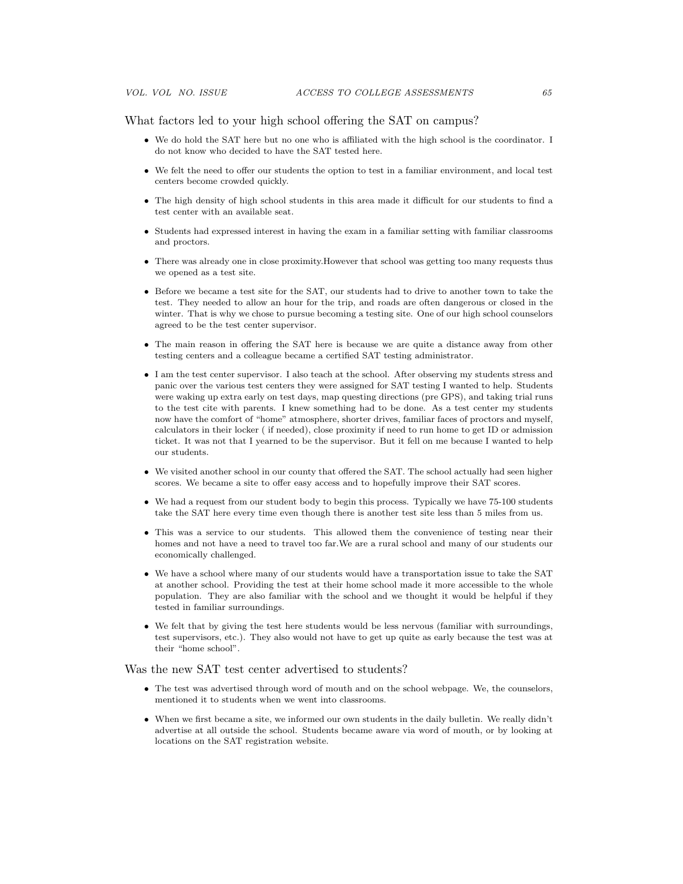What factors led to your high school offering the SAT on campus?

- We do hold the SAT here but no one who is affiliated with the high school is the coordinator. I do not know who decided to have the SAT tested here.
- We felt the need to offer our students the option to test in a familiar environment, and local test centers become crowded quickly.
- The high density of high school students in this area made it difficult for our students to find a test center with an available seat.
- Students had expressed interest in having the exam in a familiar setting with familiar classrooms and proctors.
- There was already one in close proximity.However that school was getting too many requests thus we opened as a test site.
- Before we became a test site for the SAT, our students had to drive to another town to take the test. They needed to allow an hour for the trip, and roads are often dangerous or closed in the winter. That is why we chose to pursue becoming a testing site. One of our high school counselors agreed to be the test center supervisor.
- The main reason in offering the SAT here is because we are quite a distance away from other testing centers and a colleague became a certified SAT testing administrator.
- I am the test center supervisor. I also teach at the school. After observing my students stress and panic over the various test centers they were assigned for SAT testing I wanted to help. Students were waking up extra early on test days, map questing directions (pre GPS), and taking trial runs to the test cite with parents. I knew something had to be done. As a test center my students now have the comfort of "home" atmosphere, shorter drives, familiar faces of proctors and myself, calculators in their locker ( if needed), close proximity if need to run home to get ID or admission ticket. It was not that I yearned to be the supervisor. But it fell on me because I wanted to help our students.
- We visited another school in our county that offered the SAT. The school actually had seen higher scores. We became a site to offer easy access and to hopefully improve their SAT scores.
- We had a request from our student body to begin this process. Typically we have 75-100 students take the SAT here every time even though there is another test site less than 5 miles from us.
- This was a service to our students. This allowed them the convenience of testing near their homes and not have a need to travel too far.We are a rural school and many of our students our economically challenged.
- We have a school where many of our students would have a transportation issue to take the SAT at another school. Providing the test at their home school made it more accessible to the whole population. They are also familiar with the school and we thought it would be helpful if they tested in familiar surroundings.
- We felt that by giving the test here students would be less nervous (familiar with surroundings, test supervisors, etc.). They also would not have to get up quite as early because the test was at their "home school".

Was the new SAT test center advertised to students?

- The test was advertised through word of mouth and on the school webpage. We, the counselors, mentioned it to students when we went into classrooms.
- When we first became a site, we informed our own students in the daily bulletin. We really didn't advertise at all outside the school. Students became aware via word of mouth, or by looking at locations on the SAT registration website.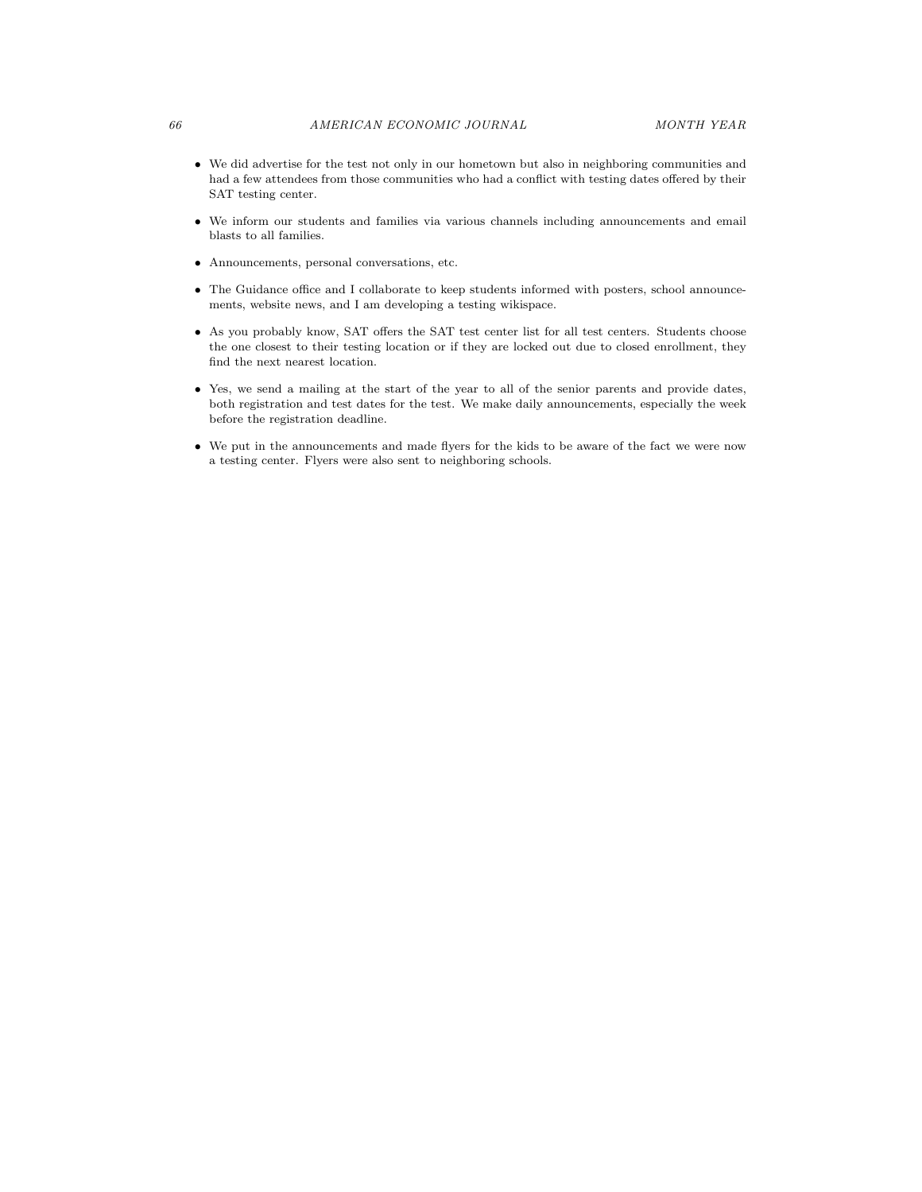- We did advertise for the test not only in our hometown but also in neighboring communities and had a few attendees from those communities who had a conflict with testing dates offered by their SAT testing center.
- We inform our students and families via various channels including announcements and email blasts to all families.
- Announcements, personal conversations, etc.
- The Guidance office and I collaborate to keep students informed with posters, school announcements, website news, and I am developing a testing wikispace.
- As you probably know, SAT offers the SAT test center list for all test centers. Students choose the one closest to their testing location or if they are locked out due to closed enrollment, they find the next nearest location.
- Yes, we send a mailing at the start of the year to all of the senior parents and provide dates, both registration and test dates for the test. We make daily announcements, especially the week before the registration deadline.
- We put in the announcements and made flyers for the kids to be aware of the fact we were now a testing center. Flyers were also sent to neighboring schools.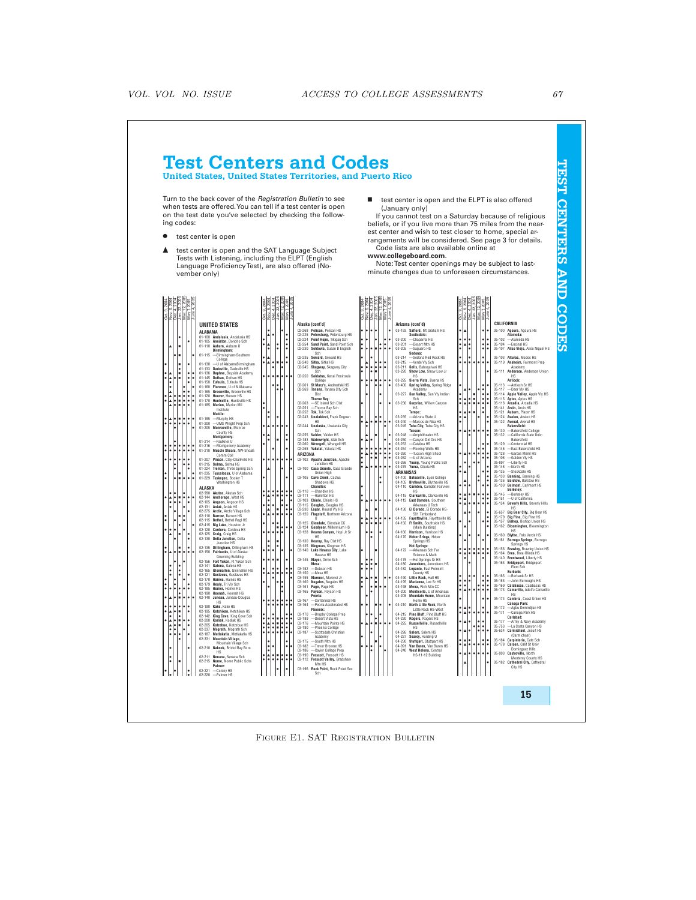# Test Centers and Codes

## United States, United States Territories, and Puerto Rico

Turn to the back cover of the *Registration Bulletin* to see when tests are offered. You can tell if a test center is open on the test date you've selected by checking the following codes:

- ● test center is open
- ▲ test center is open and the SAT Language Subject Tests with Listening, including the ELPT (English Language Proficiency Test), are also offered (November only)
- ■ test center is open and the ELPT is also offered (January only)

If you cannot test on a Saturday because of religious beliefs, or if you live more than 75 miles from the nearest center and wish to test closer to home, special arrangements will be considered. See page 3 for details.

Code lists are also available online at **www.collegeboard.com**.

Note: Test center openings may be subject to last-minute changes due to unforeseen circumstances.

Test dates: Oct. 9, 2004 · Nov. 6, 2004 · Dec. 4, 2004 · Jan. 22, 2005 · Mar. 12, 2005 · May 7, 2005 · June 4, 2005

### UNITED STATES

**ALABAMA**
01-100 Andalusia, Andalusia HS
01-105 Anniston, Donoho Sch
01-110 Auburn, Auburn U
Birmingham:
01-115 —Birmingham-Southern College
01-130 —U of AlabamaBirmingham
01-133 Dadeville, Dadeville HS
01-136 Daphne, Bayside Academy
01-145 Dothan, Dothan HS
01-150 Eufaula, Eufaula HS
01-160 Florence, U of N Alabama
01-165 Greenville, Greenville HS
01-128 Hoover, Hoover HS
01-170 Huntsville, Huntsville HS
01-185 Marion, Marion Mil
Mobile:
01-195 —Murphy HS
01-200 —UMS Wright Prep Sch
01-205 Monroeville, Monroe County HS
Montgomery:
01-214 —Faulkner U
01-216 —Montgomery Academy
01-218 Muscle Shoals, NW-Shoals Comm Coll
01-207 Pinson, Clay-Chalkville HS
01-215 Selma, Selma HS
01-224 Trenton, Three Spring Sch
01-235 Tuscaloosa, U of Alabama
01-229 Tuskegee, Booker T Washington HS

**ALASKA**
02-900 Akutan, Akutan Sch
02-144 Anchorage, West HS
02-105 Angoon, Angoon HS
02-131 Aniak, Aniak HS
02-275 Arctic, Arctic Village Sch
02-110 Barrow, Barrow HS
02-115 Bethel, Bethel Regl HS
02-415 Big Lake, Houston Jr
02-120 Cordova, Cordova HS
02-125 Craig, Craig HS
02-130 Delta Junction, Delta Junction HS
02-135 Dillingham, Dillingham HS
02-150 Fairbanks, U of Alaska-Gruening Building
02-156 Fort Yukon, Ft Yukon Sch
02-141 Galena, Galena HS
02-165 Glennallen, Glennallen HS
02-121 Gustavus, Gustavus HS
02-170 Haines, Haines HS
02-179 Healy, Tri Vly Sch
02-185 Homer, Homer HS
02-190 Hoonah, Hoonah HS
02-140 Juneau, Juneau-Douglas HS
02-198 Kake, Kake HS
02-195 Ketchikan, Ketchikan HS
02-142 King Cove, King Cove Sch
02-200 Kodiak, Kodiak HS
02-205 Kotzebue, Kotzebue HS
02-237 Mcgrath, Mcgrath Sch
02-187 Metlakatla, Metlakatla HS
02-331 Mountain Village, Mountain Village Sch
02-210 Naknek, Bristol Bay Boro HS
02-211 Nenana, Nenana Sch
02-215 Nome, Nome Public Schs
Palmer:
02-221 —Colony HS
02-220 —Palmer HS

**Alaska (cont'd)**
02-268 Pelican, Pelican HS
02-225 Petersburg, Petersburg HS
02-224 Point Hope, Tikigaq Sch
02-254 Sand Point, Sand Point Sch
02-230 Seldovia, Susan B English Sch
02-235 Seward, Seward HS
02-240 Sitka, Sitka HS
02-245 Skagway, Skagway City Sch
02-250 Soldotna, Kenai Peninsula College
02-261 St Mary's, Andreafski HS
02-269 Tanana, Tanana City Sch Dist
Thorne Bay:
02-263 —SE Island Sch Dist
02-251 —Thorne Bay Sch
02-252 Tok, Tok Sch
02-243 Unalakleet, Frank Degnan HS
02-244 Unalaska, Unalaska City Sch
02-255 Valdez, Valdez HS
02-183 Wainwright, Alak Sch
02-260 Wrangell, Wrangell HS
02-265 Yakutat, Yakutat HS

**ARIZONA**
03-102 Apache Junction, Apache Junction HS
03-100 Casa Grande, Casa Grande Union High
03-105 Cave Creek, Cactus Shadows HS
Chandler:
03-110 —Chandler HS
03-111 —Hamilton HS
03-103 Chinle, Chinle HS
03-115 Douglas, Douglas HS
03-230 Eagar, Round Vly HS
03-120 Flagstaff, Northern Arizona U
03-125 Glendale, Glendale CC
03-124 Goodyear, Millennium HS
03-128 Keams Canyon, Hopi Jr Sr HS
03-130 Kearny, Ray Dist HS
03-135 Kingman, Kingman HS
03-140 Lake Havasu City, Lake Havasu HS
03-145 Mayer, Orme Sch
Mesa:
03-152 —Dobson HS
03-150 —Mesa HS
03-155 Morenci, Morenci Jr
03-160 Nogales, Nogales HS
03-161 Page, Page HS
03-165 Payson, Payson HS
Peoria:
03-167 —Centennial HS
03-164 —Peoria Accelerated HS
Phoenix:
03-170 —Brophy College Prep
03-189 —Desert Vista HS
03-176 —Mountain Pointe HS
03-180 —Phoenix College
03-187 —Scottsdale Christian Academy
03-175 —South Mtn HS
03-182 —Trevor Browne HS
03-186 —Xavier College Prep
03-190 Prescott, Prescott HS
03-112 Prescott Valley, Bradshaw Mtn HS
03-196 Rock Point, Rock Point Sec Sch

**Arizona (cont'd)**
03-193 Safford, Mt Graham HS
Scottsdale:
03-200 —Chaparral HS
03-201 —Desert Mtn HS
03-205 —Saguaro HS
Sedona:
03-214 —Sedona Red Rock HS
03-215 —Verde Vly Sch
03-211 Sells, Baboquivari HS
03-220 Show Low, Show Low Jr HS
03-225 Sierra Vista, Buena HS
03-400 Spring Valley, Spring Ridge Academy
03-227 Sun Valley, Sun Vly Indian Sch
03-236 Surprise, Willow Canyon HS
Tempe:
03-235 —Arizona State U
03-240 —Marcos de Niza HS
03-245 Tuba City, Tuba City HS
Tucson:
03-248 —Amphitheater HS
03-250 —Canyon Del Oro HS
03-253 —Catalina HS
03-254 —Flowing Wells HS
03-260 —Tucson High School
03-262 —U of Arizona
03-266 Young, Young Public Sch
03-275 Yuma, Cibola HS

**ARKANSAS**
04-100 Batesville, Lyon College
04-105 Blytheville, Blytheville HS
04-110 Camden, Camden Fairview HS
04-115 Clarksville, Clarksville HS
04-112 East Camden, Southern Arkansas U Tech
04-130 El Dorado, El Dorado HS-501 Timberland
04-135 Fayetteville, Fayetteville HS
04-150 Ft Smith, Southside HS (Main Building)
04-160 Harrison, Harrison HS
04-170 Heber Springs, Heber Springs HS
Hot Springs:
04-172 —Arkansas Sch For Science & Math
04-175 —Hot Springs Sr HS
04-180 Jonesboro, Jonesboro HS
04-182 Lepanto, East Poinsett County HS
04-190 Little Rock, Hall HS
04-195 Marianna, Lee Sr HS
04-198 Mena, Rich Mtn CC
04-200 Monticello, U of Arkansas
04-205 Mountain Home, Mountain Home HS
04-210 North Little Rock, North Little Rock HS-West
04-215 Pine Bluff, Pine Bluff HS
04-220 Rogers, Rogers HS
04-225 Russellville, Russellville HS
04-226 Salem, Salem HS
04-227 Searcy, Harding U
04-230 Stuttgart, Stuttgart HS
04-991 Van Buren, Van Buren HS
04-240 West Helena, Central HS-11-12 Building

**CALIFORNIA**
05-100 Agoura, Agoura HS
Alameda:
05-102 —Alameda HS
05-104 —Encinal HS
05-107 Aliso Viejo, Aliso Niguel HS
05-103 Alturas, Modoc HS
05-119 Anaheim, Fairmont Prep Academy
05-111 Anderson, Anderson Union HS
Antioch:
05-113 —Antioch Sr HS
05-117 —Deer Vly HS
05-114 Apple Valley, Apple Vly HS
05-115 Aptos, Aptos HS
05-118 Arcadia, Arcadia HS
05-141 Arvin, Arvin HS
05-121 Auburn, Placer HS
05-124 Avalon, Avalon HS
05-122 Avenal, Avenal HS
Bakersfield:
05-130 —Bakersfield College
05-132 —California State Univ-Bakersfield
05-129 —Centennial HS
05-146 —East Bakersfield HS
05-128 —Garces Meml HS
05-108 —Golden Vly HS
05-897 —Liberty HS
05-148 —North HS
05-135 —Stockdale HS
05-133 Banning, Banning HS
05-136 Barstow, Barstow HS
05-139 Belmont, Carlmont HS
Berkeley:
05-145 —Berkeley HS
05-151 —U of California
05-154 Beverly Hills, Beverly Hills HS
05-657 Big Bear City, Big Bear HS
05-179 Big Pine, Big Pine HS
05-157 Bishop, Bishop Union HS
05-162 Bloomington, Bloomington HS
05-160 Blythe, Palo Verde HS
05-161 Borrego Springs, Borrego Springs HS
05-156 Brawley, Brawley Union HS
05-164 Brea, Brea-Olinda HS
05-140 Brentwood, Liberty HS
05-163 Bridgeport, Bridgeport Elem Sch
Burbank:
05-165 —Burbank Sr HS
05-153 —John Burroughs HS
05-169 Calabasas, Calabasas HS
05-173 Camarillo, Adolfo Camarillo HS
05-174 Cambria, Coast Union HS
Canoga Park:
05-172 —Agbu Demirdjian HS
05-171 —Canoga Park HS
Carlsbad:
05-177 —Army & Navy Academy
05-753 —La Costa Canyon HS
05-634 Carmichael, Jesuit HS (Carmichael)
05-184 Carpinteria, Cate Sch
05-178 Carson, Calif St Univ Dominguez Hills
05-003 Castroville, North Monterey County HS
05-182 Cathedral City, Cathedral City HS

FIGURE E1. SAT REGISTRATION BULLETIN